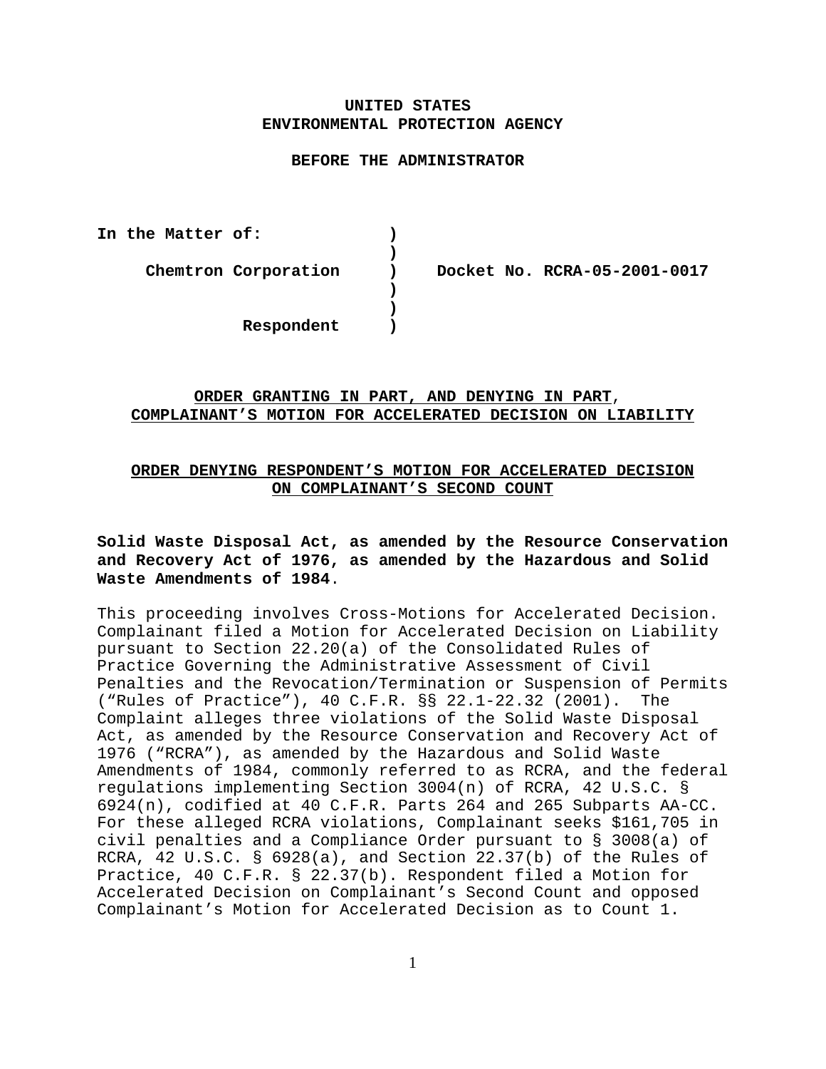**UNITED STATES**
**ENVIRONMENTAL PROTECTION AGENCY**

**BEFORE THE ADMINISTRATOR**

**In the Matter of:** )
)
**Chemtron Corporation** ) **Docket No. RCRA-05-2001-0017**
)
)
**Respondent** )

**ORDER GRANTING IN PART, AND DENYING IN PART, COMPLAINANT'S MOTION FOR ACCELERATED DECISION ON LIABILITY**

**ORDER DENYING RESPONDENT'S MOTION FOR ACCELERATED DECISION ON COMPLAINANT'S SECOND COUNT**

**Solid Waste Disposal Act, as amended by the Resource Conservation and Recovery Act of 1976, as amended by the Hazardous and Solid Waste Amendments of 1984.**

This proceeding involves Cross-Motions for Accelerated Decision. Complainant filed a Motion for Accelerated Decision on Liability pursuant to Section 22.20(a) of the Consolidated Rules of Practice Governing the Administrative Assessment of Civil Penalties and the Revocation/Termination or Suspension of Permits ("Rules of Practice"), 40 C.F.R. §§ 22.1-22.32 (2001). The Complaint alleges three violations of the Solid Waste Disposal Act, as amended by the Resource Conservation and Recovery Act of 1976 ("RCRA"), as amended by the Hazardous and Solid Waste Amendments of 1984, commonly referred to as RCRA, and the federal regulations implementing Section 3004(n) of RCRA, 42 U.S.C. § 6924(n), codified at 40 C.F.R. Parts 264 and 265 Subparts AA-CC. For these alleged RCRA violations, Complainant seeks $161,705 in civil penalties and a Compliance Order pursuant to § 3008(a) of RCRA, 42 U.S.C. § 6928(a), and Section 22.37(b) of the Rules of Practice, 40 C.F.R. § 22.37(b). Respondent filed a Motion for Accelerated Decision on Complainant's Second Count and opposed Complainant's Motion for Accelerated Decision as to Count 1.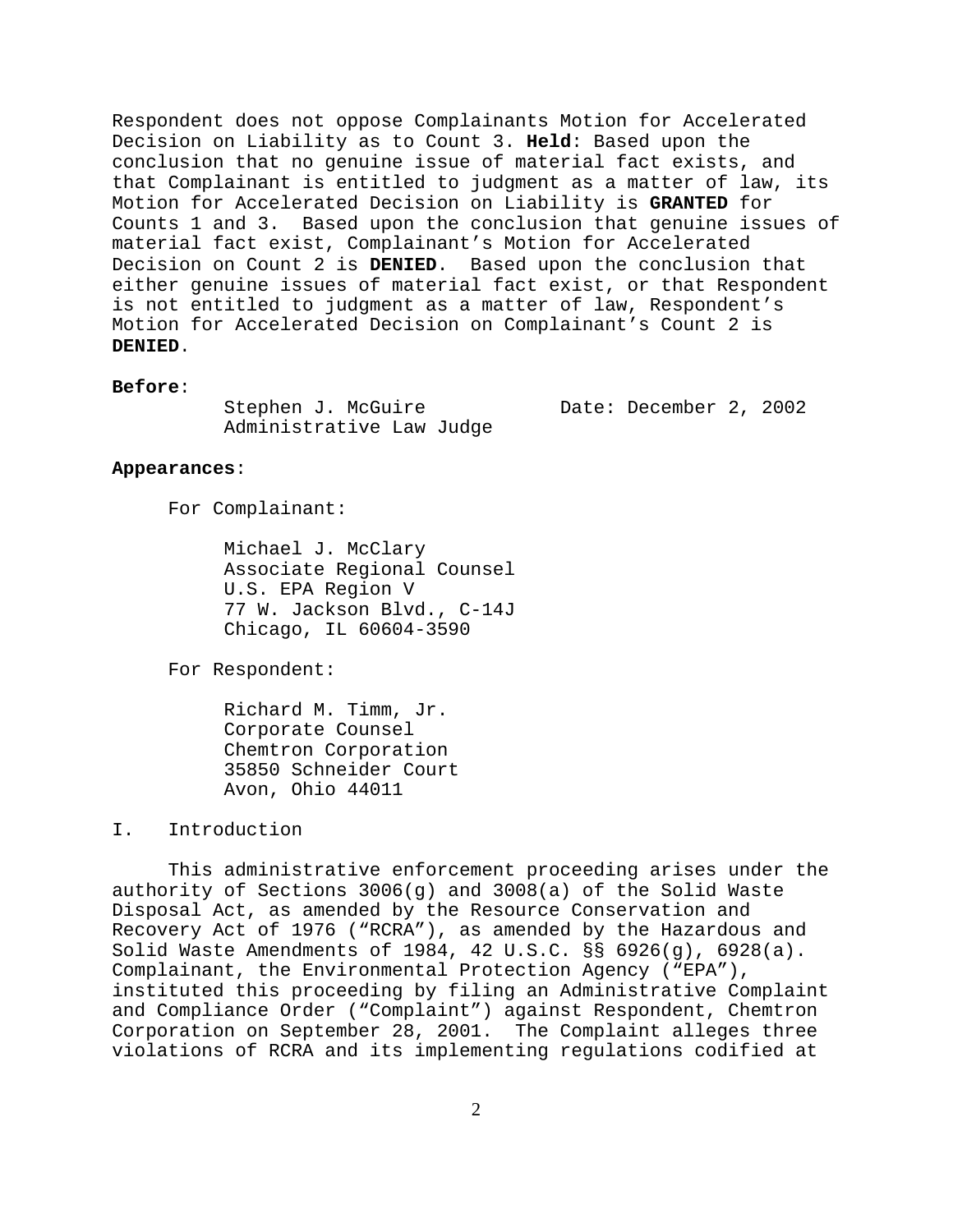Respondent does not oppose Complainants Motion for Accelerated Decision on Liability as to Count 3. **Held**: Based upon the conclusion that no genuine issue of material fact exists, and that Complainant is entitled to judgment as a matter of law, its Motion for Accelerated Decision on Liability is **GRANTED** for Counts 1 and 3. Based upon the conclusion that genuine issues of material fact exist, Complainant's Motion for Accelerated Decision on Count 2 is **DENIED**. Based upon the conclusion that either genuine issues of material fact exist, or that Respondent is not entitled to judgment as a matter of law, Respondent's Motion for Accelerated Decision on Complainant's Count 2 is **DENIED**.

**Before**:

Stephen J. McGuire
Administrative Law Judge

Date: December 2, 2002

**Appearances**:

For Complainant:

Michael J. McClary
Associate Regional Counsel
U.S. EPA Region V
77 W. Jackson Blvd., C-14J
Chicago, IL 60604-3590

For Respondent:

Richard M. Timm, Jr.
Corporate Counsel
Chemtron Corporation
35850 Schneider Court
Avon, Ohio 44011

## I. Introduction

This administrative enforcement proceeding arises under the authority of Sections 3006(g) and 3008(a) of the Solid Waste Disposal Act, as amended by the Resource Conservation and Recovery Act of 1976 ("RCRA"), as amended by the Hazardous and Solid Waste Amendments of 1984, 42 U.S.C. §§ 6926(g), 6928(a). Complainant, the Environmental Protection Agency ("EPA"), instituted this proceeding by filing an Administrative Complaint and Compliance Order ("Complaint") against Respondent, Chemtron Corporation on September 28, 2001. The Complaint alleges three violations of RCRA and its implementing regulations codified at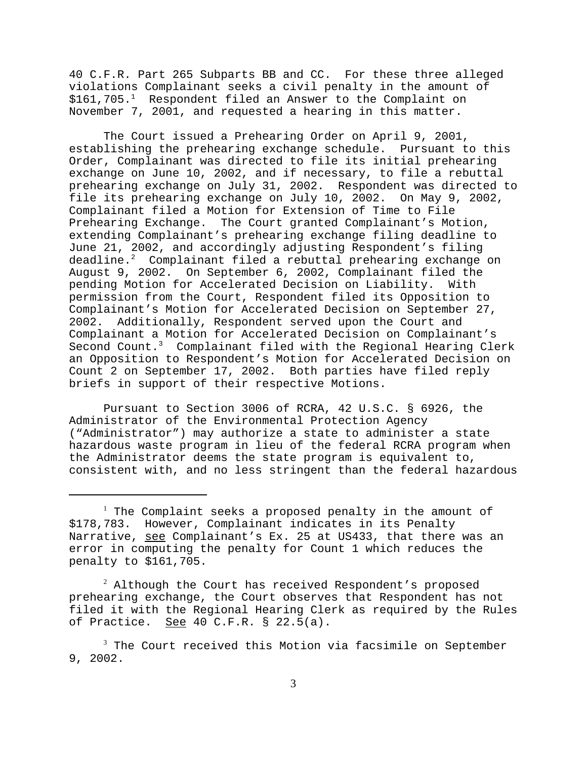40 C.F.R. Part 265 Subparts BB and CC. For these three alleged violations Complainant seeks a civil penalty in the amount of \$161,705.[1] Respondent filed an Answer to the Complaint on November 7, 2001, and requested a hearing in this matter.

The Court issued a Prehearing Order on April 9, 2001, establishing the prehearing exchange schedule. Pursuant to this Order, Complainant was directed to file its initial prehearing exchange on June 10, 2002, and if necessary, to file a rebuttal prehearing exchange on July 31, 2002. Respondent was directed to file its prehearing exchange on July 10, 2002. On May 9, 2002, Complainant filed a Motion for Extension of Time to File Prehearing Exchange. The Court granted Complainant's Motion, extending Complainant's prehearing exchange filing deadline to June 21, 2002, and accordingly adjusting Respondent's filing deadline.[2] Complainant filed a rebuttal prehearing exchange on August 9, 2002. On September 6, 2002, Complainant filed the pending Motion for Accelerated Decision on Liability. With permission from the Court, Respondent filed its Opposition to Complainant's Motion for Accelerated Decision on September 27, 2002. Additionally, Respondent served upon the Court and Complainant a Motion for Accelerated Decision on Complainant's Second Count.[3] Complainant filed with the Regional Hearing Clerk an Opposition to Respondent's Motion for Accelerated Decision on Count 2 on September 17, 2002. Both parties have filed reply briefs in support of their respective Motions.

Pursuant to Section 3006 of RCRA, 42 U.S.C. § 6926, the Administrator of the Environmental Protection Agency ("Administrator") may authorize a state to administer a state hazardous waste program in lieu of the federal RCRA program when the Administrator deems the state program is equivalent to, consistent with, and no less stringent than the federal hazardous

---

[1] The Complaint seeks a proposed penalty in the amount of \$178,783. However, Complainant indicates in its Penalty Narrative, see Complainant's Ex. 25 at US433, that there was an error in computing the penalty for Count 1 which reduces the penalty to \$161,705.

[2] Although the Court has received Respondent's proposed prehearing exchange, the Court observes that Respondent has not filed it with the Regional Hearing Clerk as required by the Rules of Practice. See 40 C.F.R. § 22.5(a).

[3] The Court received this Motion via facsimile on September 9, 2002.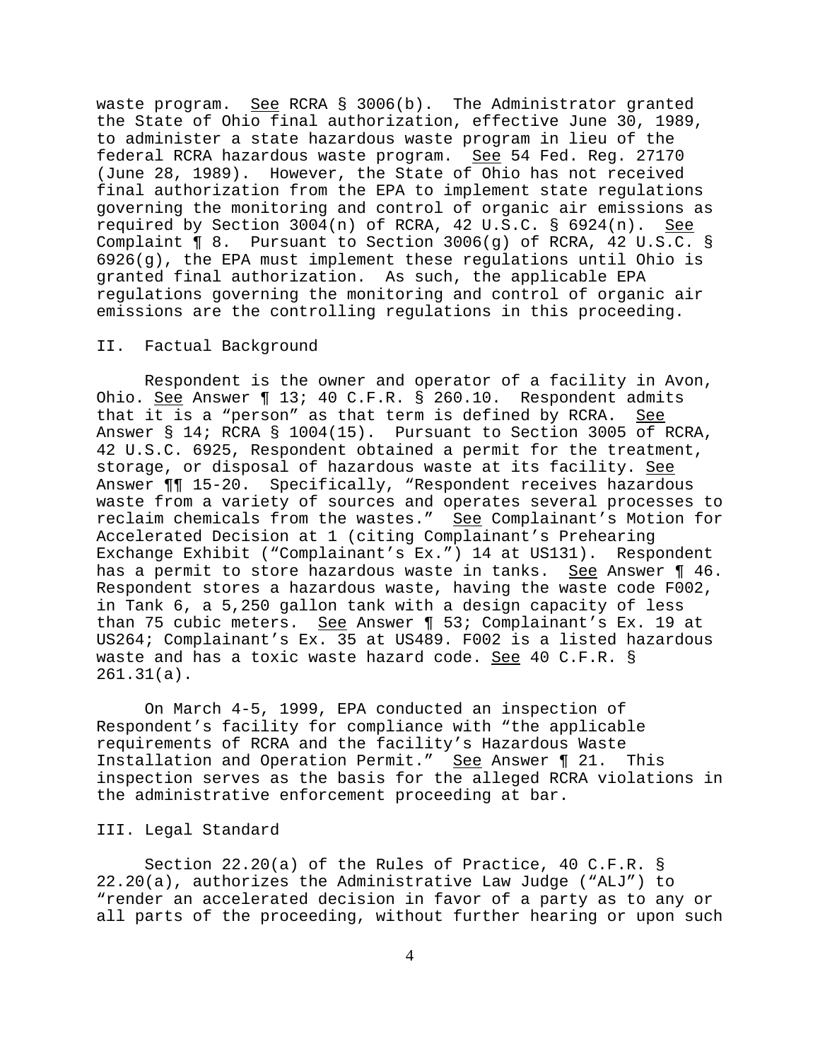waste program. See RCRA § 3006(b). The Administrator granted the State of Ohio final authorization, effective June 30, 1989, to administer a state hazardous waste program in lieu of the federal RCRA hazardous waste program. See 54 Fed. Reg. 27170 (June 28, 1989). However, the State of Ohio has not received final authorization from the EPA to implement state regulations governing the monitoring and control of organic air emissions as required by Section 3004(n) of RCRA, 42 U.S.C. § 6924(n). See Complaint ¶ 8. Pursuant to Section 3006(g) of RCRA, 42 U.S.C. § 6926(g), the EPA must implement these regulations until Ohio is granted final authorization. As such, the applicable EPA regulations governing the monitoring and control of organic air emissions are the controlling regulations in this proceeding.

II. Factual Background

Respondent is the owner and operator of a facility in Avon, Ohio. See Answer ¶ 13; 40 C.F.R. § 260.10. Respondent admits that it is a "person" as that term is defined by RCRA. See Answer § 14; RCRA § 1004(15). Pursuant to Section 3005 of RCRA, 42 U.S.C. 6925, Respondent obtained a permit for the treatment, storage, or disposal of hazardous waste at its facility. See Answer ¶¶ 15-20. Specifically, "Respondent receives hazardous waste from a variety of sources and operates several processes to reclaim chemicals from the wastes." See Complainant's Motion for Accelerated Decision at 1 (citing Complainant's Prehearing Exchange Exhibit ("Complainant's Ex.") 14 at US131). Respondent has a permit to store hazardous waste in tanks. See Answer ¶ 46. Respondent stores a hazardous waste, having the waste code F002, in Tank 6, a 5,250 gallon tank with a design capacity of less than 75 cubic meters. See Answer ¶ 53; Complainant's Ex. 19 at US264; Complainant's Ex. 35 at US489. F002 is a listed hazardous waste and has a toxic waste hazard code. See 40 C.F.R. § 261.31(a).

On March 4-5, 1999, EPA conducted an inspection of Respondent's facility for compliance with "the applicable requirements of RCRA and the facility's Hazardous Waste Installation and Operation Permit." See Answer ¶ 21. This inspection serves as the basis for the alleged RCRA violations in the administrative enforcement proceeding at bar.

III. Legal Standard

Section 22.20(a) of the Rules of Practice, 40 C.F.R. § 22.20(a), authorizes the Administrative Law Judge ("ALJ") to "render an accelerated decision in favor of a party as to any or all parts of the proceeding, without further hearing or upon such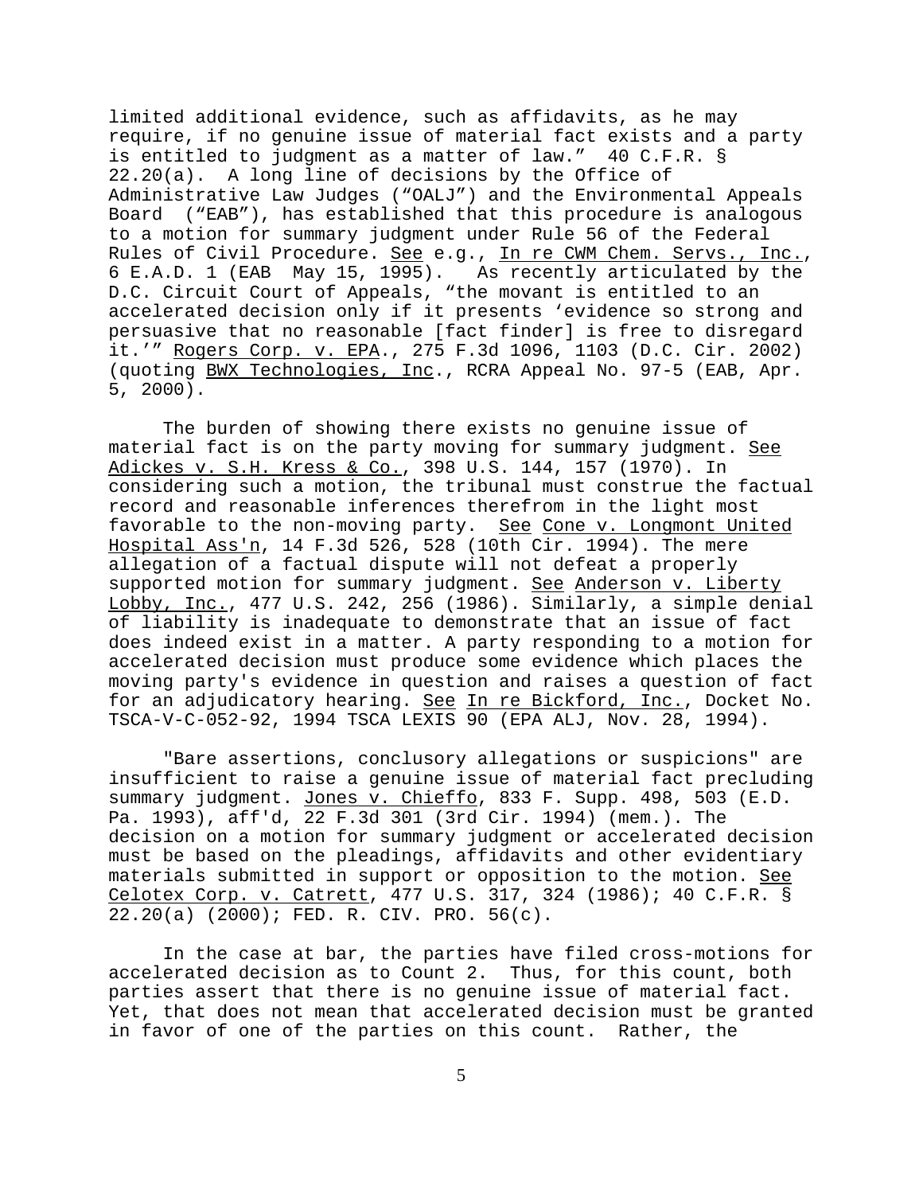limited additional evidence, such as affidavits, as he may require, if no genuine issue of material fact exists and a party is entitled to judgment as a matter of law." 40 C.F.R. § 22.20(a). A long line of decisions by the Office of Administrative Law Judges ("OALJ") and the Environmental Appeals Board ("EAB"), has established that this procedure is analogous to a motion for summary judgment under Rule 56 of the Federal Rules of Civil Procedure. See e.g., In re CWM Chem. Servs., Inc., 6 E.A.D. 1 (EAB May 15, 1995). As recently articulated by the D.C. Circuit Court of Appeals, "the movant is entitled to an accelerated decision only if it presents 'evidence so strong and persuasive that no reasonable [fact finder] is free to disregard it.'" Rogers Corp. v. EPA., 275 F.3d 1096, 1103 (D.C. Cir. 2002) (quoting BWX Technologies, Inc., RCRA Appeal No. 97-5 (EAB, Apr. 5, 2000).

The burden of showing there exists no genuine issue of material fact is on the party moving for summary judgment. See Adickes v. S.H. Kress & Co., 398 U.S. 144, 157 (1970). In considering such a motion, the tribunal must construe the factual record and reasonable inferences therefrom in the light most favorable to the non-moving party. See Cone v. Longmont United Hospital Ass'n, 14 F.3d 526, 528 (10th Cir. 1994). The mere allegation of a factual dispute will not defeat a properly supported motion for summary judgment. See Anderson v. Liberty Lobby, Inc., 477 U.S. 242, 256 (1986). Similarly, a simple denial of liability is inadequate to demonstrate that an issue of fact does indeed exist in a matter. A party responding to a motion for accelerated decision must produce some evidence which places the moving party's evidence in question and raises a question of fact for an adjudicatory hearing. See In re Bickford, Inc., Docket No. TSCA-V-C-052-92, 1994 TSCA LEXIS 90 (EPA ALJ, Nov. 28, 1994).

"Bare assertions, conclusory allegations or suspicions" are insufficient to raise a genuine issue of material fact precluding summary judgment. Jones v. Chieffo, 833 F. Supp. 498, 503 (E.D. Pa. 1993), aff'd, 22 F.3d 301 (3rd Cir. 1994) (mem.). The decision on a motion for summary judgment or accelerated decision must be based on the pleadings, affidavits and other evidentiary materials submitted in support or opposition to the motion. See Celotex Corp. v. Catrett, 477 U.S. 317, 324 (1986); 40 C.F.R. § 22.20(a) (2000); FED. R. CIV. PRO. 56(c).

In the case at bar, the parties have filed cross-motions for accelerated decision as to Count 2. Thus, for this count, both parties assert that there is no genuine issue of material fact. Yet, that does not mean that accelerated decision must be granted in favor of one of the parties on this count. Rather, the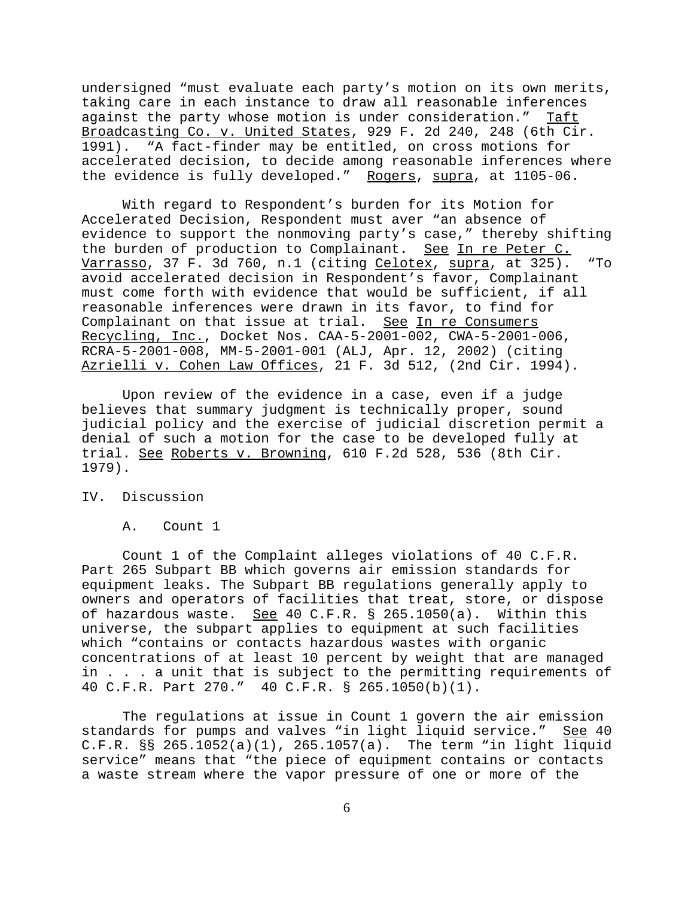undersigned "must evaluate each party's motion on its own merits, taking care in each instance to draw all reasonable inferences against the party whose motion is under consideration." Taft Broadcasting Co. v. United States, 929 F. 2d 240, 248 (6th Cir. 1991). "A fact-finder may be entitled, on cross motions for accelerated decision, to decide among reasonable inferences where the evidence is fully developed." Rogers, supra, at 1105-06.

With regard to Respondent's burden for its Motion for Accelerated Decision, Respondent must aver "an absence of evidence to support the nonmoving party's case," thereby shifting the burden of production to Complainant. See In re Peter C. Varrasso, 37 F. 3d 760, n.1 (citing Celotex, supra, at 325). "To avoid accelerated decision in Respondent's favor, Complainant must come forth with evidence that would be sufficient, if all reasonable inferences were drawn in its favor, to find for Complainant on that issue at trial. See In re Consumers Recycling, Inc., Docket Nos. CAA-5-2001-002, CWA-5-2001-006, RCRA-5-2001-008, MM-5-2001-001 (ALJ, Apr. 12, 2002) (citing Azrielli v. Cohen Law Offices, 21 F. 3d 512, (2nd Cir. 1994).

Upon review of the evidence in a case, even if a judge believes that summary judgment is technically proper, sound judicial policy and the exercise of judicial discretion permit a denial of such a motion for the case to be developed fully at trial. See Roberts v. Browning, 610 F.2d 528, 536 (8th Cir. 1979).

## IV. Discussion

### A. Count 1

Count 1 of the Complaint alleges violations of 40 C.F.R. Part 265 Subpart BB which governs air emission standards for equipment leaks. The Subpart BB regulations generally apply to owners and operators of facilities that treat, store, or dispose of hazardous waste. See 40 C.F.R. § 265.1050(a). Within this universe, the subpart applies to equipment at such facilities which "contains or contacts hazardous wastes with organic concentrations of at least 10 percent by weight that are managed in . . . a unit that is subject to the permitting requirements of 40 C.F.R. Part 270." 40 C.F.R. § 265.1050(b)(1).

The regulations at issue in Count 1 govern the air emission standards for pumps and valves "in light liquid service." See 40 C.F.R. §§ 265.1052(a)(1), 265.1057(a). The term "in light liquid service" means that "the piece of equipment contains or contacts a waste stream where the vapor pressure of one or more of the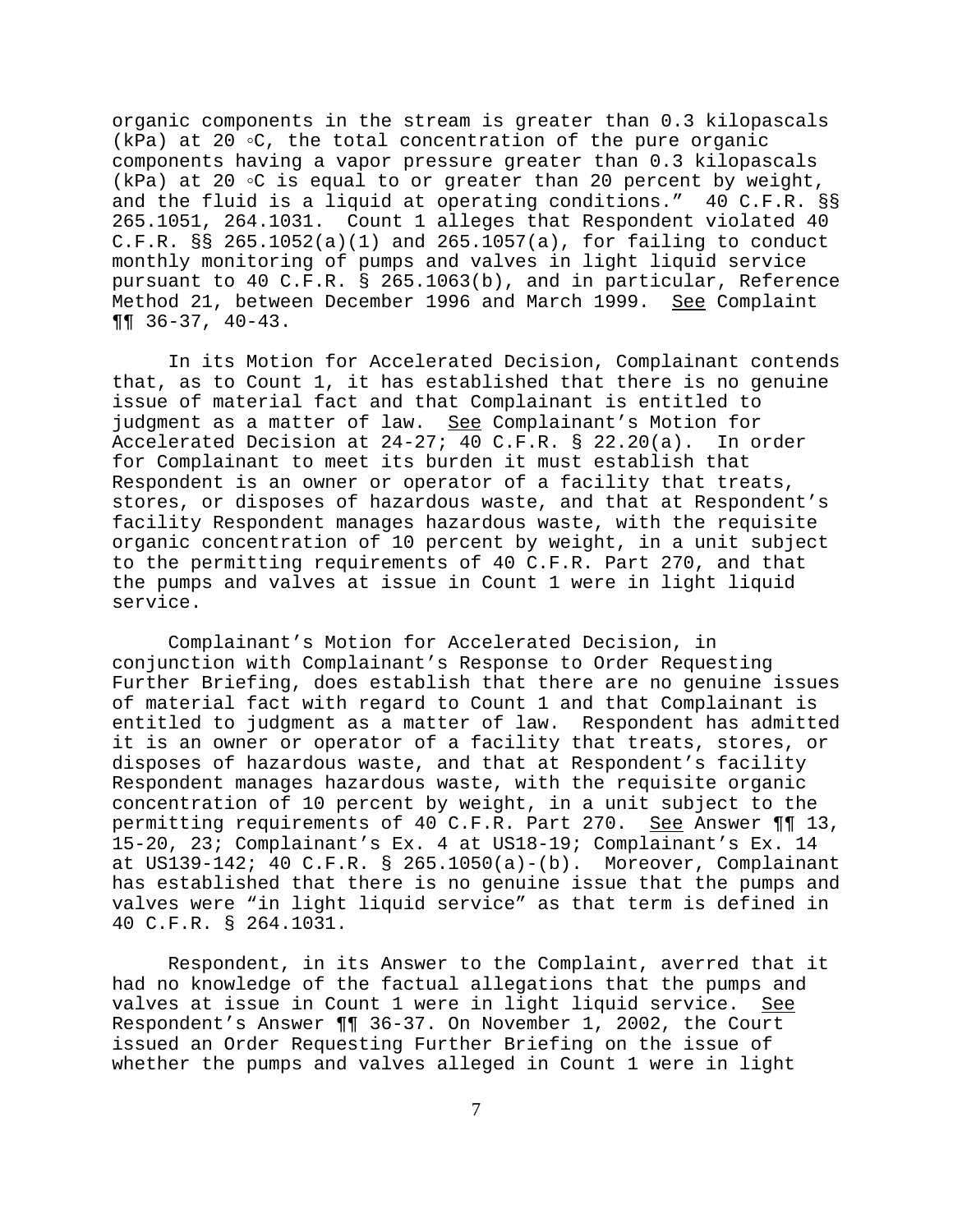organic components in the stream is greater than 0.3 kilopascals (kPa) at 20 ◦C, the total concentration of the pure organic components having a vapor pressure greater than 0.3 kilopascals (kPa) at 20 ◦C is equal to or greater than 20 percent by weight, and the fluid is a liquid at operating conditions." 40 C.F.R. §§ 265.1051, 264.1031. Count 1 alleges that Respondent violated 40 C.F.R. §§ 265.1052(a)(1) and 265.1057(a), for failing to conduct monthly monitoring of pumps and valves in light liquid service pursuant to 40 C.F.R. § 265.1063(b), and in particular, Reference Method 21, between December 1996 and March 1999. See Complaint ¶¶ 36-37, 40-43.

In its Motion for Accelerated Decision, Complainant contends that, as to Count 1, it has established that there is no genuine issue of material fact and that Complainant is entitled to judgment as a matter of law. See Complainant's Motion for Accelerated Decision at 24-27; 40 C.F.R. § 22.20(a). In order for Complainant to meet its burden it must establish that Respondent is an owner or operator of a facility that treats, stores, or disposes of hazardous waste, and that at Respondent's facility Respondent manages hazardous waste, with the requisite organic concentration of 10 percent by weight, in a unit subject to the permitting requirements of 40 C.F.R. Part 270, and that the pumps and valves at issue in Count 1 were in light liquid service.

Complainant's Motion for Accelerated Decision, in conjunction with Complainant's Response to Order Requesting Further Briefing, does establish that there are no genuine issues of material fact with regard to Count 1 and that Complainant is entitled to judgment as a matter of law. Respondent has admitted it is an owner or operator of a facility that treats, stores, or disposes of hazardous waste, and that at Respondent's facility Respondent manages hazardous waste, with the requisite organic concentration of 10 percent by weight, in a unit subject to the permitting requirements of 40 C.F.R. Part 270. See Answer ¶¶ 13, 15-20, 23; Complainant's Ex. 4 at US18-19; Complainant's Ex. 14 at US139-142; 40 C.F.R. § 265.1050(a)-(b). Moreover, Complainant has established that there is no genuine issue that the pumps and valves were "in light liquid service" as that term is defined in 40 C.F.R. § 264.1031.

Respondent, in its Answer to the Complaint, averred that it had no knowledge of the factual allegations that the pumps and valves at issue in Count 1 were in light liquid service. See Respondent's Answer ¶¶ 36-37. On November 1, 2002, the Court issued an Order Requesting Further Briefing on the issue of whether the pumps and valves alleged in Count 1 were in light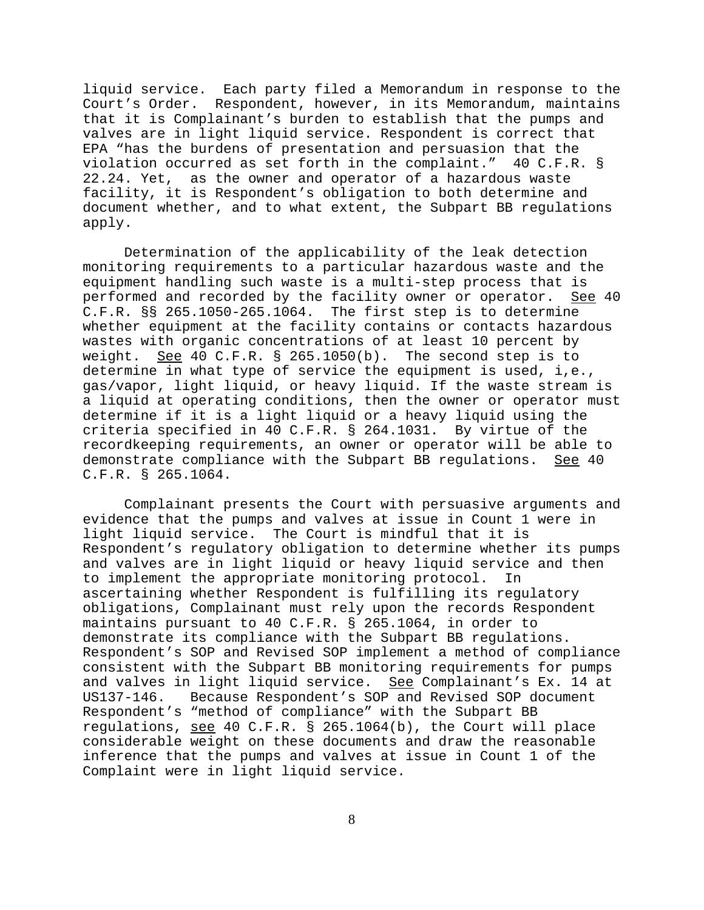liquid service. Each party filed a Memorandum in response to the Court's Order. Respondent, however, in its Memorandum, maintains that it is Complainant's burden to establish that the pumps and valves are in light liquid service. Respondent is correct that EPA "has the burdens of presentation and persuasion that the violation occurred as set forth in the complaint." 40 C.F.R. § 22.24. Yet, as the owner and operator of a hazardous waste facility, it is Respondent's obligation to both determine and document whether, and to what extent, the Subpart BB regulations apply.

Determination of the applicability of the leak detection monitoring requirements to a particular hazardous waste and the equipment handling such waste is a multi-step process that is performed and recorded by the facility owner or operator. See 40 C.F.R. §§ 265.1050-265.1064. The first step is to determine whether equipment at the facility contains or contacts hazardous wastes with organic concentrations of at least 10 percent by weight. See 40 C.F.R. § 265.1050(b). The second step is to determine in what type of service the equipment is used, i,e., gas/vapor, light liquid, or heavy liquid. If the waste stream is a liquid at operating conditions, then the owner or operator must determine if it is a light liquid or a heavy liquid using the criteria specified in 40 C.F.R. § 264.1031. By virtue of the recordkeeping requirements, an owner or operator will be able to demonstrate compliance with the Subpart BB regulations. See 40 C.F.R. § 265.1064.

Complainant presents the Court with persuasive arguments and evidence that the pumps and valves at issue in Count 1 were in light liquid service. The Court is mindful that it is Respondent's regulatory obligation to determine whether its pumps and valves are in light liquid or heavy liquid service and then to implement the appropriate monitoring protocol. In ascertaining whether Respondent is fulfilling its regulatory obligations, Complainant must rely upon the records Respondent maintains pursuant to 40 C.F.R. § 265.1064, in order to demonstrate its compliance with the Subpart BB regulations. Respondent's SOP and Revised SOP implement a method of compliance consistent with the Subpart BB monitoring requirements for pumps and valves in light liquid service. See Complainant's Ex. 14 at US137-146. Because Respondent's SOP and Revised SOP document Respondent's "method of compliance" with the Subpart BB regulations, see 40 C.F.R. § 265.1064(b), the Court will place considerable weight on these documents and draw the reasonable inference that the pumps and valves at issue in Count 1 of the Complaint were in light liquid service.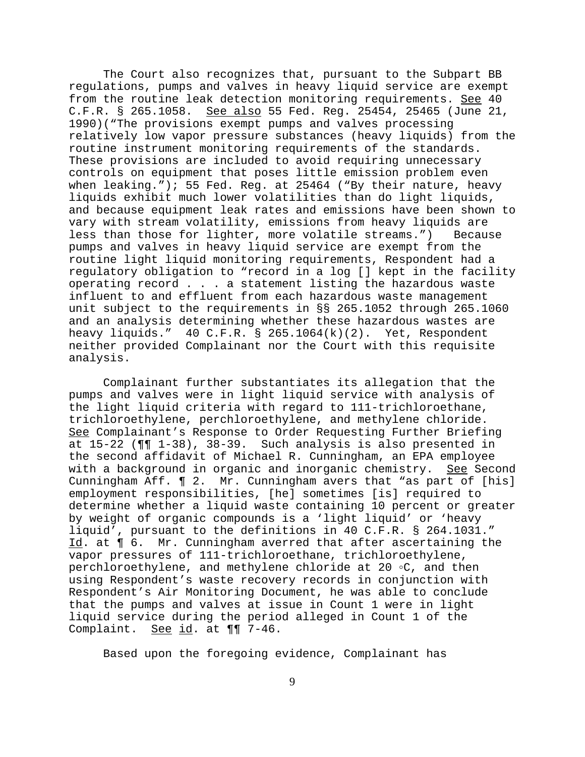The Court also recognizes that, pursuant to the Subpart BB regulations, pumps and valves in heavy liquid service are exempt from the routine leak detection monitoring requirements. See 40 C.F.R. § 265.1058. See also 55 Fed. Reg. 25454, 25465 (June 21, 1990)("The provisions exempt pumps and valves processing relatively low vapor pressure substances (heavy liquids) from the routine instrument monitoring requirements of the standards. These provisions are included to avoid requiring unnecessary controls on equipment that poses little emission problem even when leaking."); 55 Fed. Reg. at 25464 ("By their nature, heavy liquids exhibit much lower volatilities than do light liquids, and because equipment leak rates and emissions have been shown to vary with stream volatility, emissions from heavy liquids are less than those for lighter, more volatile streams.") Because pumps and valves in heavy liquid service are exempt from the routine light liquid monitoring requirements, Respondent had a regulatory obligation to "record in a log [] kept in the facility operating record . . . a statement listing the hazardous waste influent to and effluent from each hazardous waste management unit subject to the requirements in §§ 265.1052 through 265.1060 and an analysis determining whether these hazardous wastes are heavy liquids." 40 C.F.R. § 265.1064(k)(2). Yet, Respondent neither provided Complainant nor the Court with this requisite analysis.

Complainant further substantiates its allegation that the pumps and valves were in light liquid service with analysis of the light liquid criteria with regard to 111-trichloroethane, trichloroethylene, perchloroethylene, and methylene chloride. See Complainant's Response to Order Requesting Further Briefing at 15-22 (¶¶ 1-38), 38-39. Such analysis is also presented in the second affidavit of Michael R. Cunningham, an EPA employee with a background in organic and inorganic chemistry. See Second Cunningham Aff. ¶ 2. Mr. Cunningham avers that "as part of [his] employment responsibilities, [he] sometimes [is] required to determine whether a liquid waste containing 10 percent or greater by weight of organic compounds is a 'light liquid' or 'heavy liquid', pursuant to the definitions in 40 C.F.R. § 264.1031." Id. at ¶ 6. Mr. Cunningham averred that after ascertaining the vapor pressures of 111-trichloroethane, trichloroethylene, perchloroethylene, and methylene chloride at 20 ◦C, and then using Respondent's waste recovery records in conjunction with Respondent's Air Monitoring Document, he was able to conclude that the pumps and valves at issue in Count 1 were in light liquid service during the period alleged in Count 1 of the Complaint. See id. at ¶¶ 7-46.

Based upon the foregoing evidence, Complainant has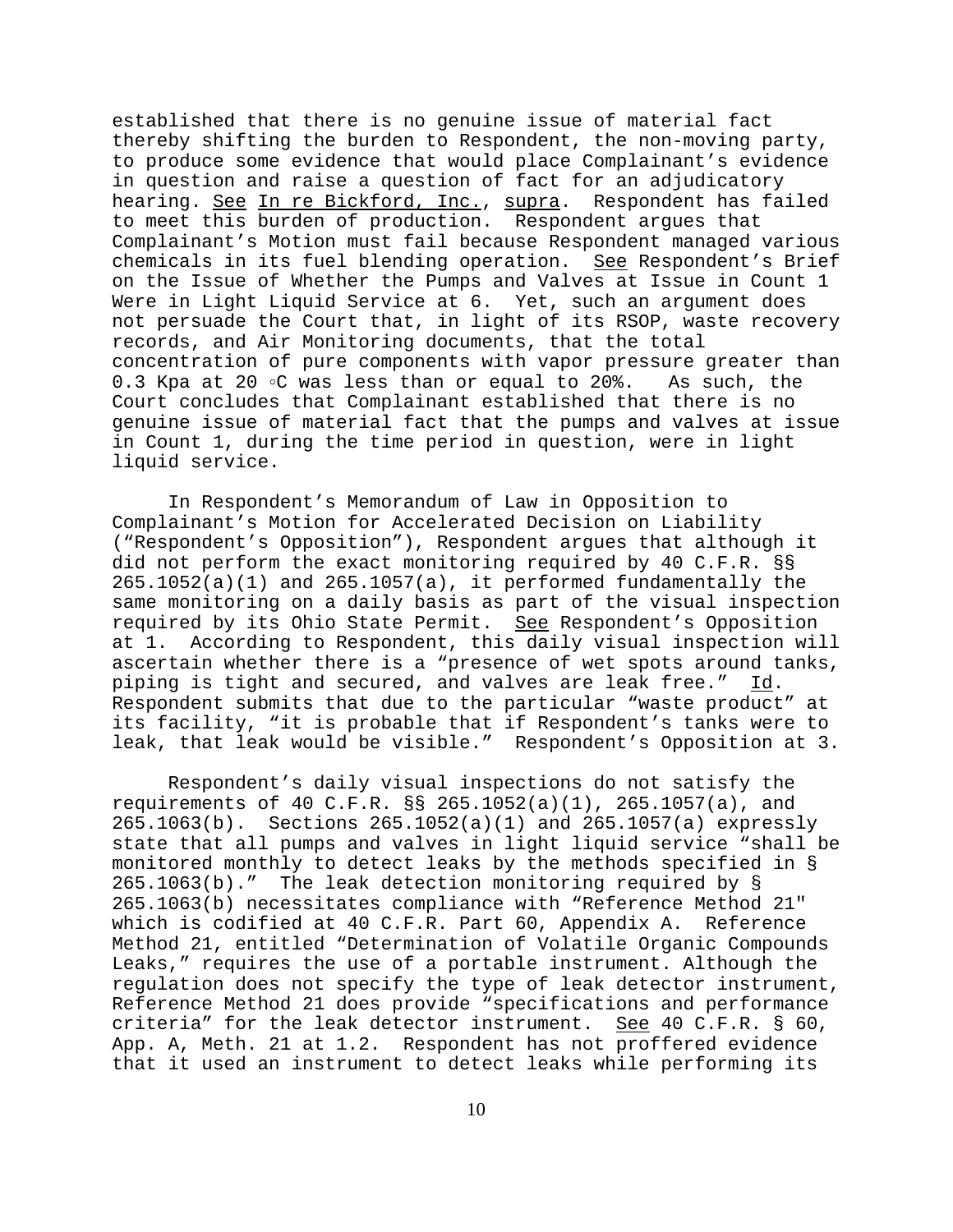established that there is no genuine issue of material fact thereby shifting the burden to Respondent, the non-moving party, to produce some evidence that would place Complainant's evidence in question and raise a question of fact for an adjudicatory hearing. See In re Bickford, Inc., supra. Respondent has failed to meet this burden of production. Respondent argues that Complainant's Motion must fail because Respondent managed various chemicals in its fuel blending operation. See Respondent's Brief on the Issue of Whether the Pumps and Valves at Issue in Count 1 Were in Light Liquid Service at 6. Yet, such an argument does not persuade the Court that, in light of its RSOP, waste recovery records, and Air Monitoring documents, that the total concentration of pure components with vapor pressure greater than 0.3 Kpa at 20 ◦C was less than or equal to 20%. As such, the Court concludes that Complainant established that there is no genuine issue of material fact that the pumps and valves at issue in Count 1, during the time period in question, were in light liquid service.

In Respondent's Memorandum of Law in Opposition to Complainant's Motion for Accelerated Decision on Liability ("Respondent's Opposition"), Respondent argues that although it did not perform the exact monitoring required by 40 C.F.R. §§ 265.1052(a)(1) and 265.1057(a), it performed fundamentally the same monitoring on a daily basis as part of the visual inspection required by its Ohio State Permit. See Respondent's Opposition at 1. According to Respondent, this daily visual inspection will ascertain whether there is a "presence of wet spots around tanks, piping is tight and secured, and valves are leak free." Id. Respondent submits that due to the particular "waste product" at its facility, "it is probable that if Respondent's tanks were to leak, that leak would be visible." Respondent's Opposition at 3.

Respondent's daily visual inspections do not satisfy the requirements of 40 C.F.R. §§ 265.1052(a)(1), 265.1057(a), and 265.1063(b). Sections 265.1052(a)(1) and 265.1057(a) expressly state that all pumps and valves in light liquid service "shall be monitored monthly to detect leaks by the methods specified in § 265.1063(b)." The leak detection monitoring required by § 265.1063(b) necessitates compliance with "Reference Method 21" which is codified at 40 C.F.R. Part 60, Appendix A. Reference Method 21, entitled "Determination of Volatile Organic Compounds Leaks," requires the use of a portable instrument. Although the regulation does not specify the type of leak detector instrument, Reference Method 21 does provide "specifications and performance criteria" for the leak detector instrument. See 40 C.F.R. § 60, App. A, Meth. 21 at 1.2. Respondent has not proffered evidence that it used an instrument to detect leaks while performing its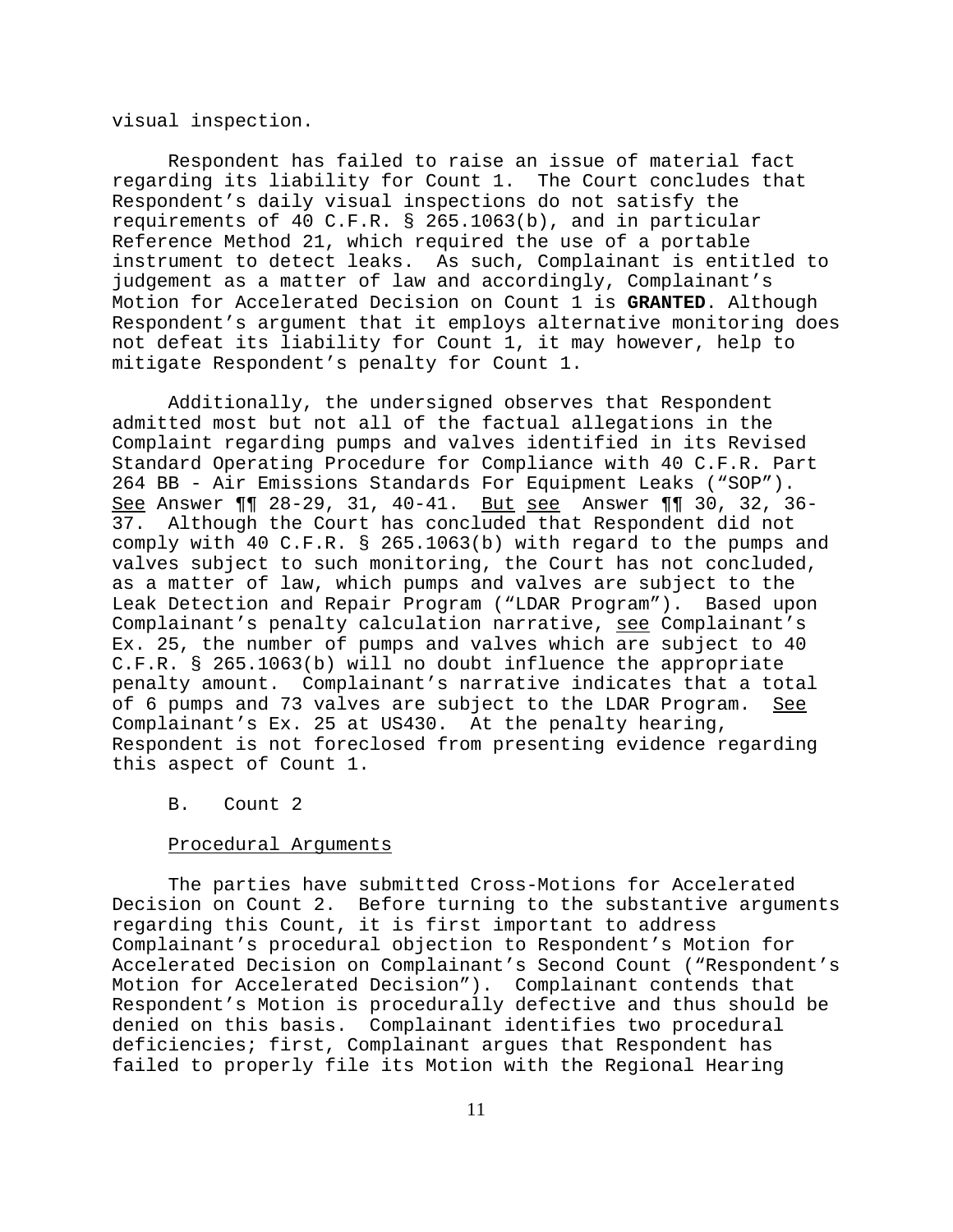visual inspection.

Respondent has failed to raise an issue of material fact regarding its liability for Count 1. The Court concludes that Respondent's daily visual inspections do not satisfy the requirements of 40 C.F.R. § 265.1063(b), and in particular Reference Method 21, which required the use of a portable instrument to detect leaks. As such, Complainant is entitled to judgement as a matter of law and accordingly, Complainant's Motion for Accelerated Decision on Count 1 is **GRANTED**. Although Respondent's argument that it employs alternative monitoring does not defeat its liability for Count 1, it may however, help to mitigate Respondent's penalty for Count 1.

Additionally, the undersigned observes that Respondent admitted most but not all of the factual allegations in the Complaint regarding pumps and valves identified in its Revised Standard Operating Procedure for Compliance with 40 C.F.R. Part 264 BB - Air Emissions Standards For Equipment Leaks ("SOP"). See Answer ¶¶ 28-29, 31, 40-41. But see Answer ¶¶ 30, 32, 36-37. Although the Court has concluded that Respondent did not comply with 40 C.F.R. § 265.1063(b) with regard to the pumps and valves subject to such monitoring, the Court has not concluded, as a matter of law, which pumps and valves are subject to the Leak Detection and Repair Program ("LDAR Program"). Based upon Complainant's penalty calculation narrative, see Complainant's Ex. 25, the number of pumps and valves which are subject to 40 C.F.R. § 265.1063(b) will no doubt influence the appropriate penalty amount. Complainant's narrative indicates that a total of 6 pumps and 73 valves are subject to the LDAR Program. See Complainant's Ex. 25 at US430. At the penalty hearing, Respondent is not foreclosed from presenting evidence regarding this aspect of Count 1.

B. Count 2

Procedural Arguments

The parties have submitted Cross-Motions for Accelerated Decision on Count 2. Before turning to the substantive arguments regarding this Count, it is first important to address Complainant's procedural objection to Respondent's Motion for Accelerated Decision on Complainant's Second Count ("Respondent's Motion for Accelerated Decision"). Complainant contends that Respondent's Motion is procedurally defective and thus should be denied on this basis. Complainant identifies two procedural deficiencies; first, Complainant argues that Respondent has failed to properly file its Motion with the Regional Hearing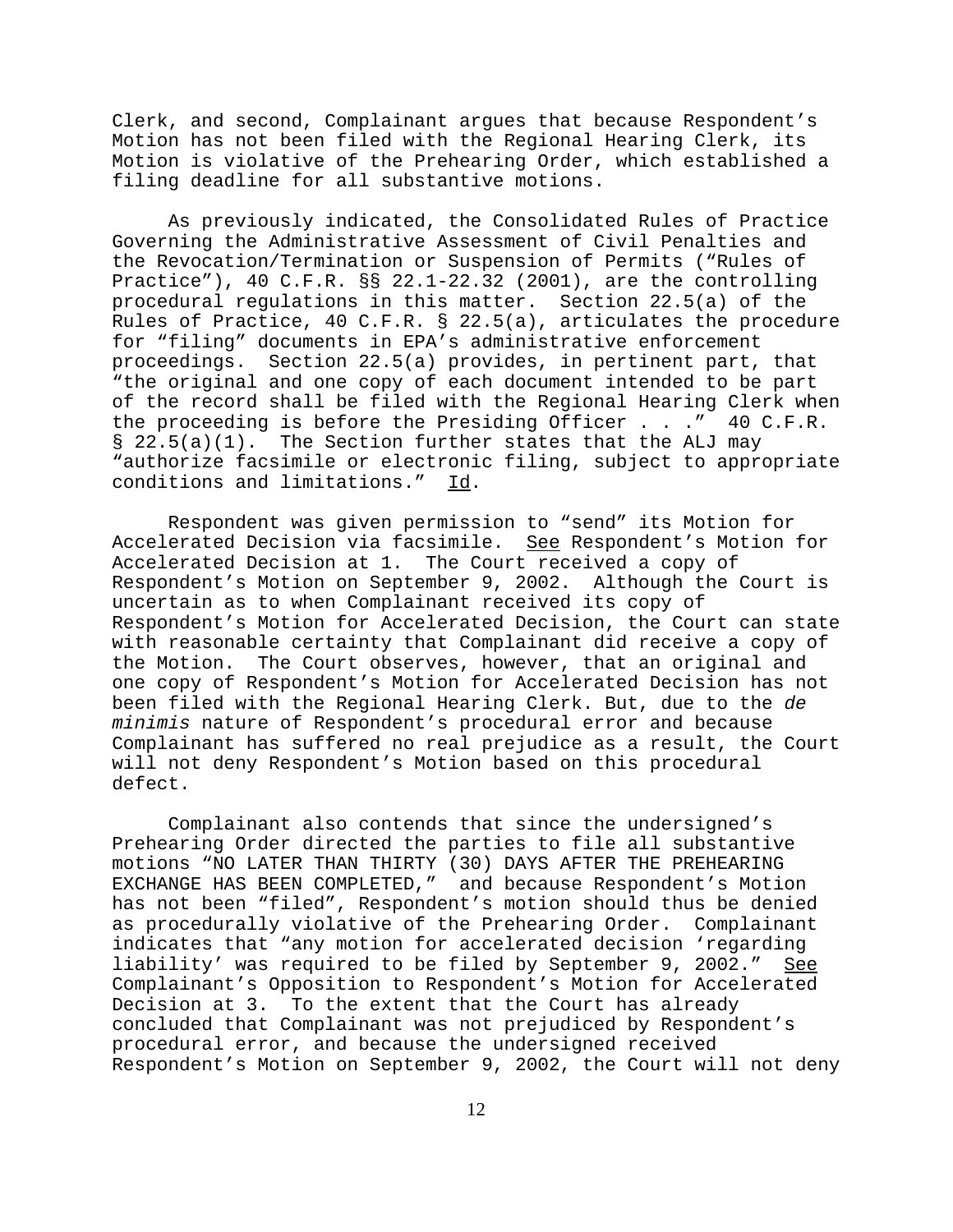Clerk, and second, Complainant argues that because Respondent's Motion has not been filed with the Regional Hearing Clerk, its Motion is violative of the Prehearing Order, which established a filing deadline for all substantive motions.

As previously indicated, the Consolidated Rules of Practice Governing the Administrative Assessment of Civil Penalties and the Revocation/Termination or Suspension of Permits ("Rules of Practice"), 40 C.F.R. §§ 22.1-22.32 (2001), are the controlling procedural regulations in this matter. Section 22.5(a) of the Rules of Practice, 40 C.F.R. § 22.5(a), articulates the procedure for "filing" documents in EPA's administrative enforcement proceedings. Section 22.5(a) provides, in pertinent part, that "the original and one copy of each document intended to be part of the record shall be filed with the Regional Hearing Clerk when the proceeding is before the Presiding Officer . . ." 40 C.F.R. § 22.5(a)(1). The Section further states that the ALJ may "authorize facsimile or electronic filing, subject to appropriate conditions and limitations." Id.

Respondent was given permission to "send" its Motion for Accelerated Decision via facsimile. See Respondent's Motion for Accelerated Decision at 1. The Court received a copy of Respondent's Motion on September 9, 2002. Although the Court is uncertain as to when Complainant received its copy of Respondent's Motion for Accelerated Decision, the Court can state with reasonable certainty that Complainant did receive a copy of the Motion. The Court observes, however, that an original and one copy of Respondent's Motion for Accelerated Decision has not been filed with the Regional Hearing Clerk. But, due to the *de minimis* nature of Respondent's procedural error and because Complainant has suffered no real prejudice as a result, the Court will not deny Respondent's Motion based on this procedural defect.

Complainant also contends that since the undersigned's Prehearing Order directed the parties to file all substantive motions "NO LATER THAN THIRTY (30) DAYS AFTER THE PREHEARING EXCHANGE HAS BEEN COMPLETED," and because Respondent's Motion has not been "filed", Respondent's motion should thus be denied as procedurally violative of the Prehearing Order. Complainant indicates that "any motion for accelerated decision 'regarding liability' was required to be filed by September 9, 2002." See Complainant's Opposition to Respondent's Motion for Accelerated Decision at 3. To the extent that the Court has already concluded that Complainant was not prejudiced by Respondent's procedural error, and because the undersigned received Respondent's Motion on September 9, 2002, the Court will not deny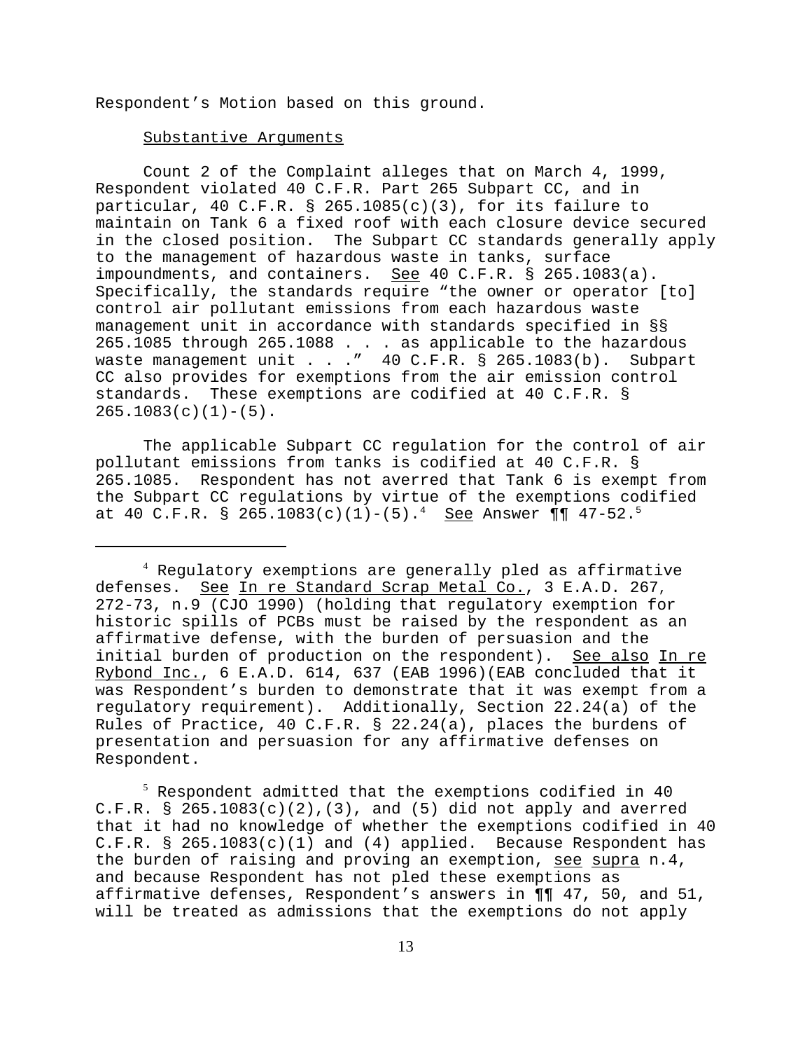Respondent's Motion based on this ground.

Substantive Arguments

Count 2 of the Complaint alleges that on March 4, 1999, Respondent violated 40 C.F.R. Part 265 Subpart CC, and in particular, 40 C.F.R. § 265.1085(c)(3), for its failure to maintain on Tank 6 a fixed roof with each closure device secured in the closed position. The Subpart CC standards generally apply to the management of hazardous waste in tanks, surface impoundments, and containers. See 40 C.F.R. § 265.1083(a). Specifically, the standards require "the owner or operator [to] control air pollutant emissions from each hazardous waste management unit in accordance with standards specified in §§ 265.1085 through 265.1088 . . . as applicable to the hazardous waste management unit . . ." 40 C.F.R. § 265.1083(b). Subpart CC also provides for exemptions from the air emission control standards. These exemptions are codified at 40 C.F.R. § 265.1083(c)(1)-(5).

The applicable Subpart CC regulation for the control of air pollutant emissions from tanks is codified at 40 C.F.R. § 265.1085. Respondent has not averred that Tank 6 is exempt from the Subpart CC regulations by virtue of the exemptions codified at 40 C.F.R. § 265.1083(c)(1)-(5).[4] See Answer ¶¶ 47-52.[5]

---

[4] Regulatory exemptions are generally pled as affirmative defenses. See In re Standard Scrap Metal Co., 3 E.A.D. 267, 272-73, n.9 (CJO 1990) (holding that regulatory exemption for historic spills of PCBs must be raised by the respondent as an affirmative defense, with the burden of persuasion and the initial burden of production on the respondent). See also In re Rybond Inc., 6 E.A.D. 614, 637 (EAB 1996)(EAB concluded that it was Respondent's burden to demonstrate that it was exempt from a regulatory requirement). Additionally, Section 22.24(a) of the Rules of Practice, 40 C.F.R. § 22.24(a), places the burdens of presentation and persuasion for any affirmative defenses on Respondent.

[5] Respondent admitted that the exemptions codified in 40 C.F.R. § 265.1083(c)(2),(3), and (5) did not apply and averred that it had no knowledge of whether the exemptions codified in 40 C.F.R. § 265.1083(c)(1) and (4) applied. Because Respondent has the burden of raising and proving an exemption, see supra n.4, and because Respondent has not pled these exemptions as affirmative defenses, Respondent's answers in ¶¶ 47, 50, and 51, will be treated as admissions that the exemptions do not apply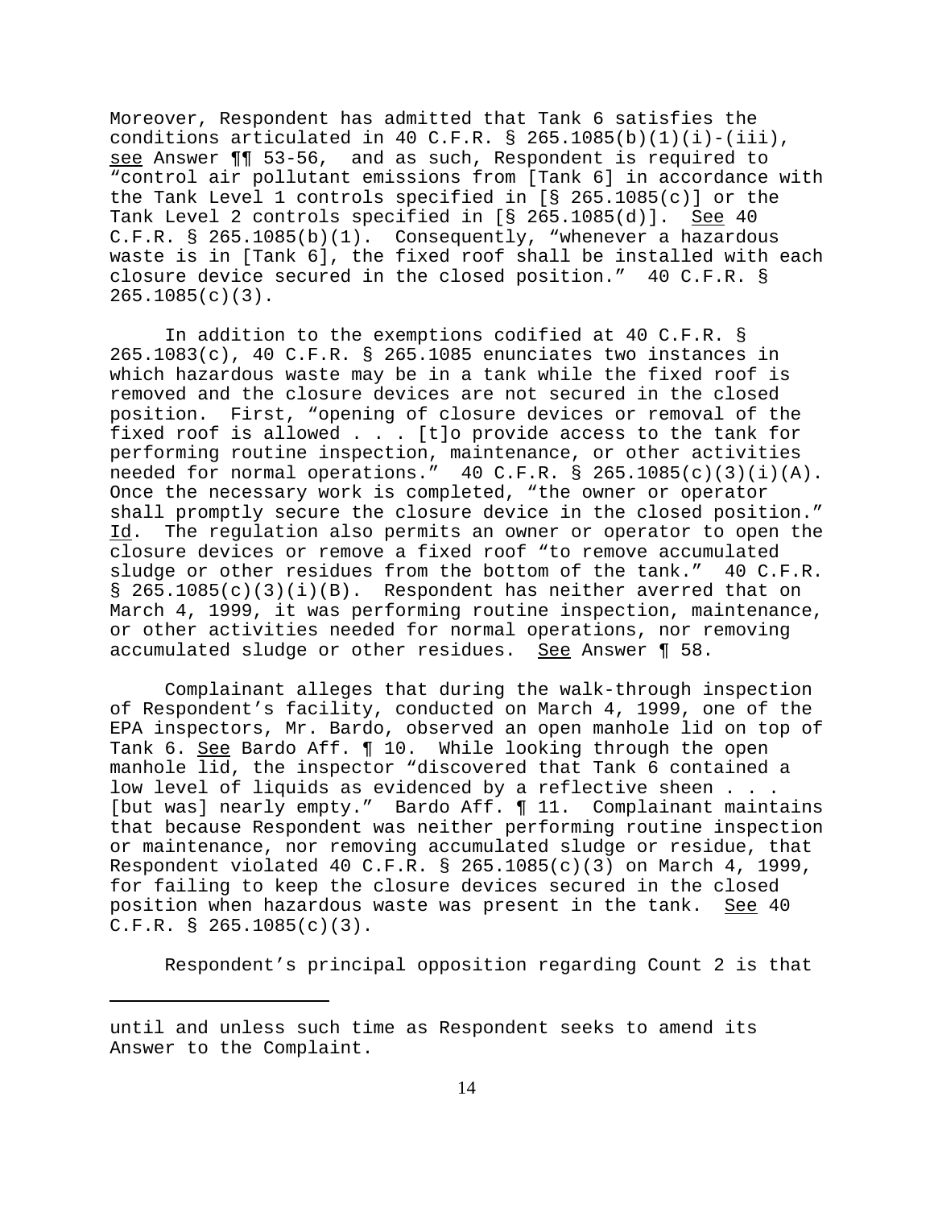Moreover, Respondent has admitted that Tank 6 satisfies the conditions articulated in 40 C.F.R. § 265.1085(b)(1)(i)-(iii), see Answer ¶¶ 53-56, and as such, Respondent is required to "control air pollutant emissions from [Tank 6] in accordance with the Tank Level 1 controls specified in [§ 265.1085(c)] or the Tank Level 2 controls specified in [§ 265.1085(d)]. See 40 C.F.R. § 265.1085(b)(1). Consequently, "whenever a hazardous waste is in [Tank 6], the fixed roof shall be installed with each closure device secured in the closed position." 40 C.F.R. § 265.1085(c)(3).

In addition to the exemptions codified at 40 C.F.R. § 265.1083(c), 40 C.F.R. § 265.1085 enunciates two instances in which hazardous waste may be in a tank while the fixed roof is removed and the closure devices are not secured in the closed position. First, "opening of closure devices or removal of the fixed roof is allowed . . . [t]o provide access to the tank for performing routine inspection, maintenance, or other activities needed for normal operations." 40 C.F.R. § 265.1085(c)(3)(i)(A). Once the necessary work is completed, "the owner or operator shall promptly secure the closure device in the closed position." Id. The regulation also permits an owner or operator to open the closure devices or remove a fixed roof "to remove accumulated sludge or other residues from the bottom of the tank." 40 C.F.R. § 265.1085(c)(3)(i)(B). Respondent has neither averred that on March 4, 1999, it was performing routine inspection, maintenance, or other activities needed for normal operations, nor removing accumulated sludge or other residues. See Answer ¶ 58.

Complainant alleges that during the walk-through inspection of Respondent's facility, conducted on March 4, 1999, one of the EPA inspectors, Mr. Bardo, observed an open manhole lid on top of Tank 6. See Bardo Aff. ¶ 10. While looking through the open manhole lid, the inspector "discovered that Tank 6 contained a low level of liquids as evidenced by a reflective sheen . . . [but was] nearly empty." Bardo Aff. ¶ 11. Complainant maintains that because Respondent was neither performing routine inspection or maintenance, nor removing accumulated sludge or residue, that Respondent violated 40 C.F.R. § 265.1085(c)(3) on March 4, 1999, for failing to keep the closure devices secured in the closed position when hazardous waste was present in the tank. See 40 C.F.R. § 265.1085(c)(3).

Respondent's principal opposition regarding Count 2 is that

---

until and unless such time as Respondent seeks to amend its Answer to the Complaint.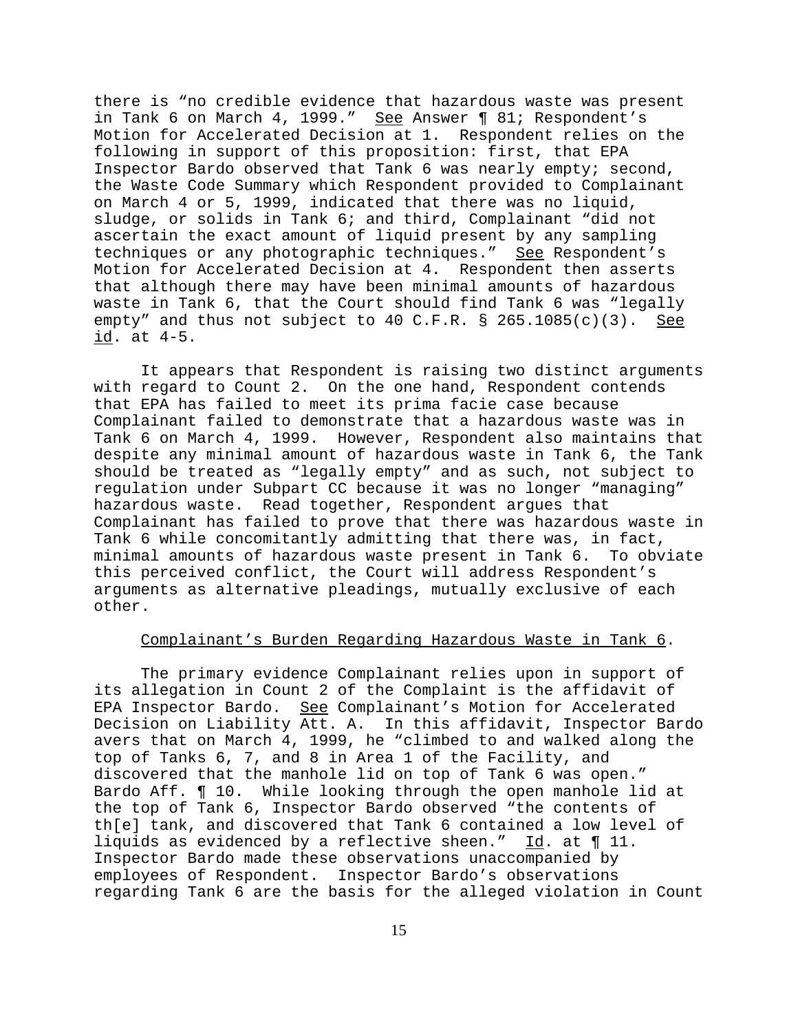there is "no credible evidence that hazardous waste was present in Tank 6 on March 4, 1999." See Answer ¶ 81; Respondent's Motion for Accelerated Decision at 1. Respondent relies on the following in support of this proposition: first, that EPA Inspector Bardo observed that Tank 6 was nearly empty; second, the Waste Code Summary which Respondent provided to Complainant on March 4 or 5, 1999, indicated that there was no liquid, sludge, or solids in Tank 6; and third, Complainant "did not ascertain the exact amount of liquid present by any sampling techniques or any photographic techniques." See Respondent's Motion for Accelerated Decision at 4. Respondent then asserts that although there may have been minimal amounts of hazardous waste in Tank 6, that the Court should find Tank 6 was "legally empty" and thus not subject to 40 C.F.R. § 265.1085(c)(3). See id. at 4-5.

It appears that Respondent is raising two distinct arguments with regard to Count 2. On the one hand, Respondent contends that EPA has failed to meet its prima facie case because Complainant failed to demonstrate that a hazardous waste was in Tank 6 on March 4, 1999. However, Respondent also maintains that despite any minimal amount of hazardous waste in Tank 6, the Tank should be treated as "legally empty" and as such, not subject to regulation under Subpart CC because it was no longer "managing" hazardous waste. Read together, Respondent argues that Complainant has failed to prove that there was hazardous waste in Tank 6 while concomitantly admitting that there was, in fact, minimal amounts of hazardous waste present in Tank 6. To obviate this perceived conflict, the Court will address Respondent's arguments as alternative pleadings, mutually exclusive of each other.

Complainant's Burden Regarding Hazardous Waste in Tank 6.

The primary evidence Complainant relies upon in support of its allegation in Count 2 of the Complaint is the affidavit of EPA Inspector Bardo. See Complainant's Motion for Accelerated Decision on Liability Att. A. In this affidavit, Inspector Bardo avers that on March 4, 1999, he "climbed to and walked along the top of Tanks 6, 7, and 8 in Area 1 of the Facility, and discovered that the manhole lid on top of Tank 6 was open." Bardo Aff. ¶ 10. While looking through the open manhole lid at the top of Tank 6, Inspector Bardo observed "the contents of th[e] tank, and discovered that Tank 6 contained a low level of liquids as evidenced by a reflective sheen." Id. at ¶ 11. Inspector Bardo made these observations unaccompanied by employees of Respondent. Inspector Bardo's observations regarding Tank 6 are the basis for the alleged violation in Count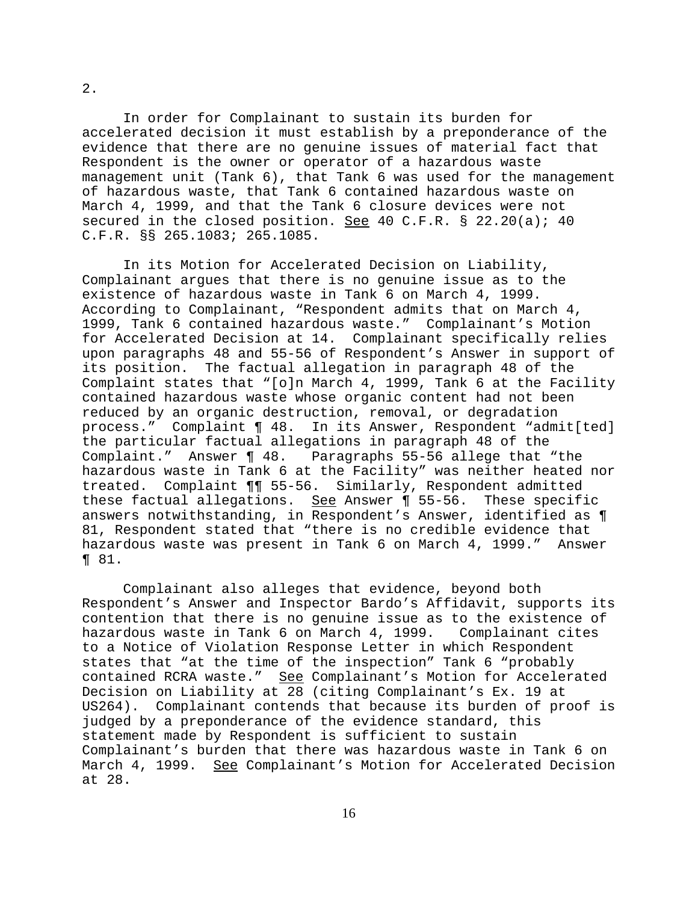2.

In order for Complainant to sustain its burden for accelerated decision it must establish by a preponderance of the evidence that there are no genuine issues of material fact that Respondent is the owner or operator of a hazardous waste management unit (Tank 6), that Tank 6 was used for the management of hazardous waste, that Tank 6 contained hazardous waste on March 4, 1999, and that the Tank 6 closure devices were not secured in the closed position. See 40 C.F.R. § 22.20(a); 40 C.F.R. §§ 265.1083; 265.1085.

In its Motion for Accelerated Decision on Liability, Complainant argues that there is no genuine issue as to the existence of hazardous waste in Tank 6 on March 4, 1999. According to Complainant, "Respondent admits that on March 4, 1999, Tank 6 contained hazardous waste." Complainant's Motion for Accelerated Decision at 14. Complainant specifically relies upon paragraphs 48 and 55-56 of Respondent's Answer in support of its position. The factual allegation in paragraph 48 of the Complaint states that "[o]n March 4, 1999, Tank 6 at the Facility contained hazardous waste whose organic content had not been reduced by an organic destruction, removal, or degradation process." Complaint ¶ 48. In its Answer, Respondent "admit[ted] the particular factual allegations in paragraph 48 of the Complaint." Answer ¶ 48. Paragraphs 55-56 allege that "the hazardous waste in Tank 6 at the Facility" was neither heated nor treated. Complaint ¶¶ 55-56. Similarly, Respondent admitted these factual allegations. See Answer ¶ 55-56. These specific answers notwithstanding, in Respondent's Answer, identified as ¶ 81, Respondent stated that "there is no credible evidence that hazardous waste was present in Tank 6 on March 4, 1999." Answer ¶ 81.

Complainant also alleges that evidence, beyond both Respondent's Answer and Inspector Bardo's Affidavit, supports its contention that there is no genuine issue as to the existence of hazardous waste in Tank 6 on March 4, 1999. Complainant cites to a Notice of Violation Response Letter in which Respondent states that "at the time of the inspection" Tank 6 "probably contained RCRA waste." See Complainant's Motion for Accelerated Decision on Liability at 28 (citing Complainant's Ex. 19 at US264). Complainant contends that because its burden of proof is judged by a preponderance of the evidence standard, this statement made by Respondent is sufficient to sustain Complainant's burden that there was hazardous waste in Tank 6 on March 4, 1999. See Complainant's Motion for Accelerated Decision at 28.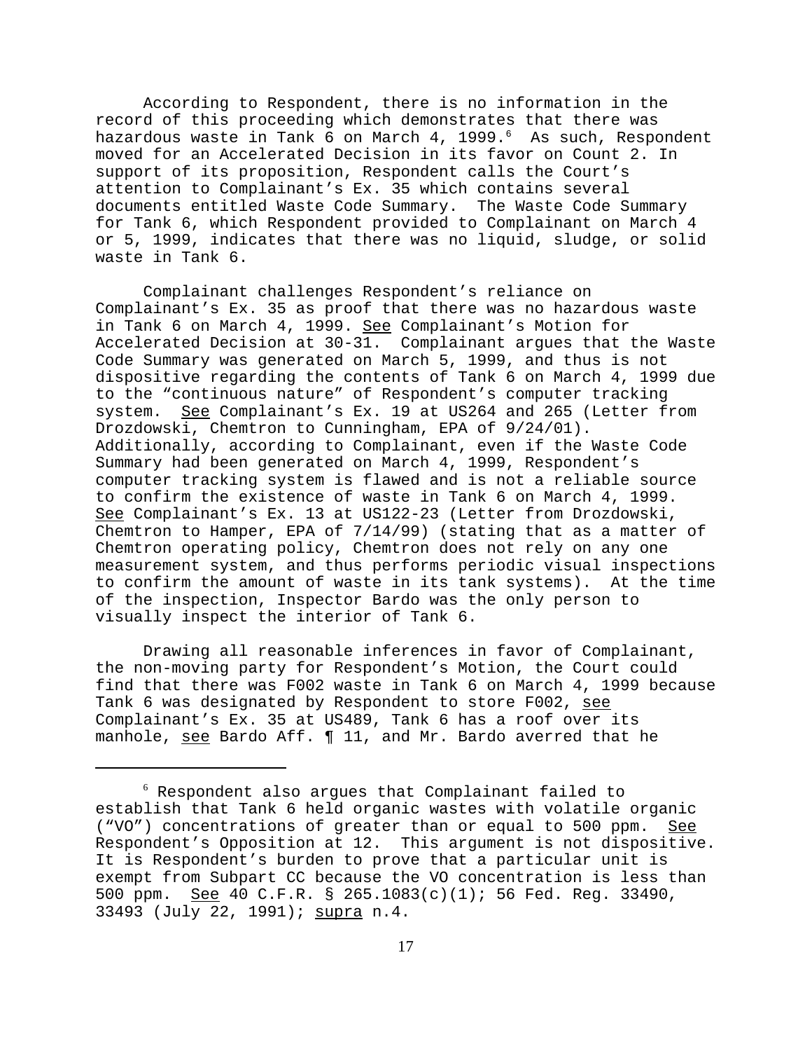According to Respondent, there is no information in the record of this proceeding which demonstrates that there was hazardous waste in Tank 6 on March 4, 1999.[6] As such, Respondent moved for an Accelerated Decision in its favor on Count 2. In support of its proposition, Respondent calls the Court's attention to Complainant's Ex. 35 which contains several documents entitled Waste Code Summary. The Waste Code Summary for Tank 6, which Respondent provided to Complainant on March 4 or 5, 1999, indicates that there was no liquid, sludge, or solid waste in Tank 6.

Complainant challenges Respondent's reliance on Complainant's Ex. 35 as proof that there was no hazardous waste in Tank 6 on March 4, 1999. See Complainant's Motion for Accelerated Decision at 30-31. Complainant argues that the Waste Code Summary was generated on March 5, 1999, and thus is not dispositive regarding the contents of Tank 6 on March 4, 1999 due to the "continuous nature" of Respondent's computer tracking system. See Complainant's Ex. 19 at US264 and 265 (Letter from Drozdowski, Chemtron to Cunningham, EPA of 9/24/01). Additionally, according to Complainant, even if the Waste Code Summary had been generated on March 4, 1999, Respondent's computer tracking system is flawed and is not a reliable source to confirm the existence of waste in Tank 6 on March 4, 1999. See Complainant's Ex. 13 at US122-23 (Letter from Drozdowski, Chemtron to Hamper, EPA of 7/14/99) (stating that as a matter of Chemtron operating policy, Chemtron does not rely on any one measurement system, and thus performs periodic visual inspections to confirm the amount of waste in its tank systems). At the time of the inspection, Inspector Bardo was the only person to visually inspect the interior of Tank 6.

Drawing all reasonable inferences in favor of Complainant, the non-moving party for Respondent's Motion, the Court could find that there was F002 waste in Tank 6 on March 4, 1999 because Tank 6 was designated by Respondent to store F002, see Complainant's Ex. 35 at US489, Tank 6 has a roof over its manhole, see Bardo Aff. ¶ 11, and Mr. Bardo averred that he

---

[6] Respondent also argues that Complainant failed to establish that Tank 6 held organic wastes with volatile organic ("VO") concentrations of greater than or equal to 500 ppm. See Respondent's Opposition at 12. This argument is not dispositive. It is Respondent's burden to prove that a particular unit is exempt from Subpart CC because the VO concentration is less than 500 ppm. See 40 C.F.R. § 265.1083(c)(1); 56 Fed. Reg. 33490, 33493 (July 22, 1991); supra n.4.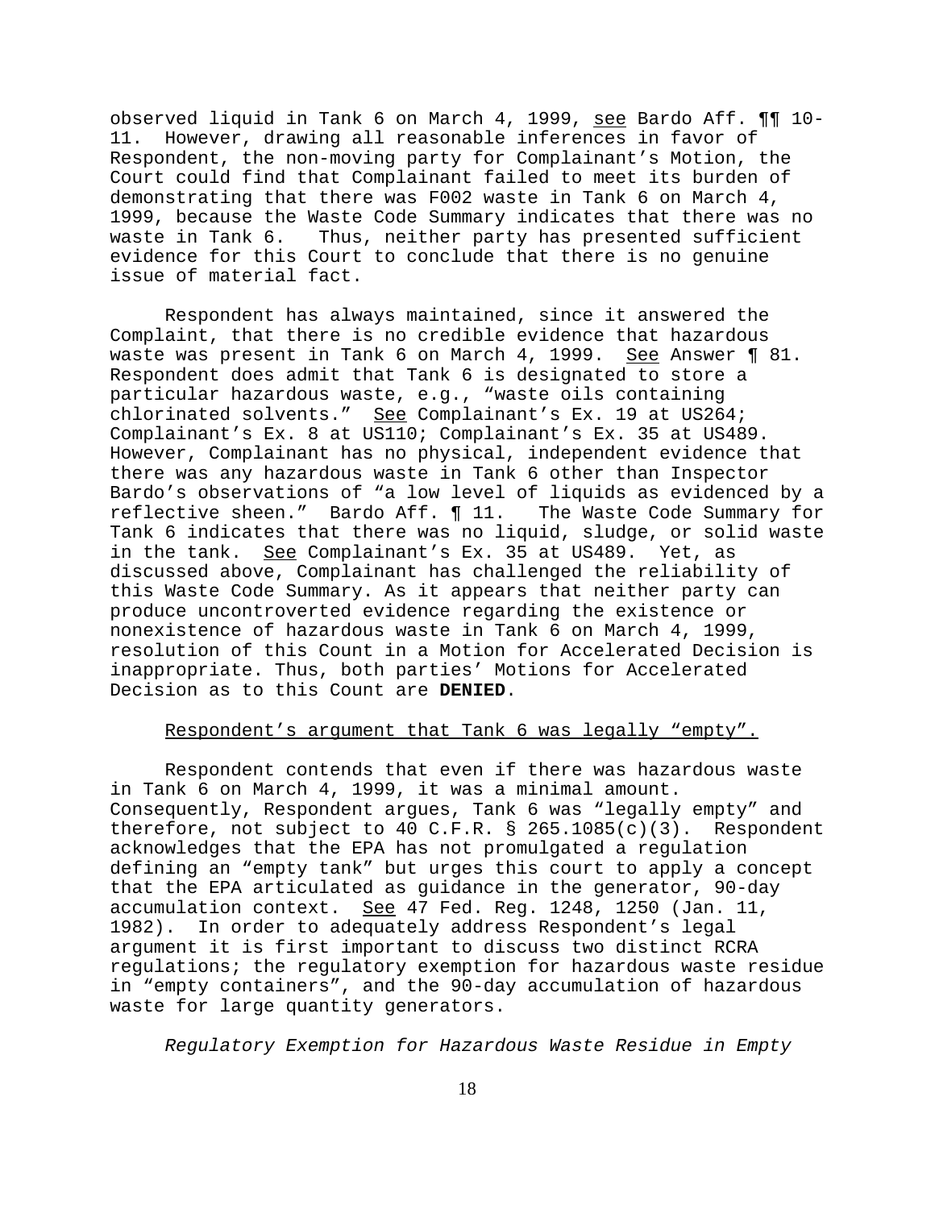observed liquid in Tank 6 on March 4, 1999, see Bardo Aff. ¶¶ 10-11. However, drawing all reasonable inferences in favor of Respondent, the non-moving party for Complainant's Motion, the Court could find that Complainant failed to meet its burden of demonstrating that there was F002 waste in Tank 6 on March 4, 1999, because the Waste Code Summary indicates that there was no waste in Tank 6. Thus, neither party has presented sufficient evidence for this Court to conclude that there is no genuine issue of material fact.

Respondent has always maintained, since it answered the Complaint, that there is no credible evidence that hazardous waste was present in Tank 6 on March 4, 1999. See Answer ¶ 81. Respondent does admit that Tank 6 is designated to store a particular hazardous waste, e.g., "waste oils containing chlorinated solvents." See Complainant's Ex. 19 at US264; Complainant's Ex. 8 at US110; Complainant's Ex. 35 at US489. However, Complainant has no physical, independent evidence that there was any hazardous waste in Tank 6 other than Inspector Bardo's observations of "a low level of liquids as evidenced by a reflective sheen." Bardo Aff. ¶ 11. The Waste Code Summary for Tank 6 indicates that there was no liquid, sludge, or solid waste in the tank. See Complainant's Ex. 35 at US489. Yet, as discussed above, Complainant has challenged the reliability of this Waste Code Summary. As it appears that neither party can produce uncontroverted evidence regarding the existence or nonexistence of hazardous waste in Tank 6 on March 4, 1999, resolution of this Count in a Motion for Accelerated Decision is inappropriate. Thus, both parties' Motions for Accelerated Decision as to this Count are **DENIED**.

Respondent's argument that Tank 6 was legally "empty".

Respondent contends that even if there was hazardous waste in Tank 6 on March 4, 1999, it was a minimal amount. Consequently, Respondent argues, Tank 6 was "legally empty" and therefore, not subject to 40 C.F.R. § 265.1085(c)(3). Respondent acknowledges that the EPA has not promulgated a regulation defining an "empty tank" but urges this court to apply a concept that the EPA articulated as guidance in the generator, 90-day accumulation context. See 47 Fed. Reg. 1248, 1250 (Jan. 11, 1982). In order to adequately address Respondent's legal argument it is first important to discuss two distinct RCRA regulations; the regulatory exemption for hazardous waste residue in "empty containers", and the 90-day accumulation of hazardous waste for large quantity generators.

*Regulatory Exemption for Hazardous Waste Residue in Empty*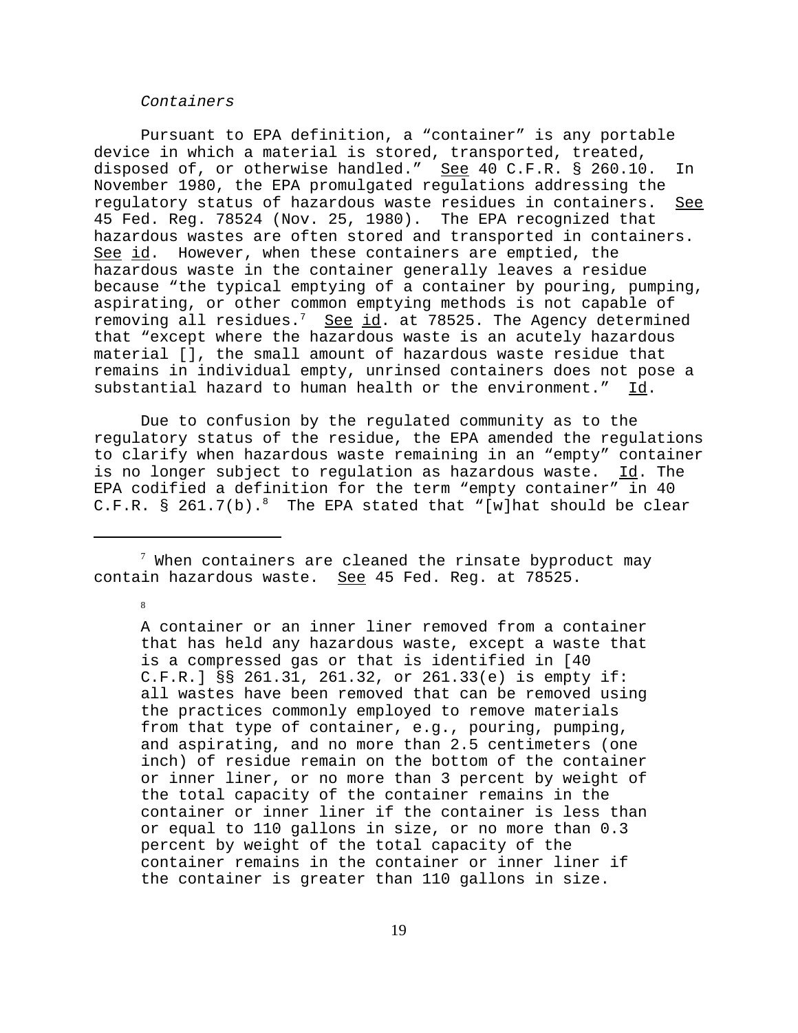*Containers*

Pursuant to EPA definition, a "container" is any portable device in which a material is stored, transported, treated, disposed of, or otherwise handled." See 40 C.F.R. § 260.10. In November 1980, the EPA promulgated regulations addressing the regulatory status of hazardous waste residues in containers. See 45 Fed. Reg. 78524 (Nov. 25, 1980). The EPA recognized that hazardous wastes are often stored and transported in containers. See id. However, when these containers are emptied, the hazardous waste in the container generally leaves a residue because "the typical emptying of a container by pouring, pumping, aspirating, or other common emptying methods is not capable of removing all residues.[7] See id. at 78525. The Agency determined that "except where the hazardous waste is an acutely hazardous material [], the small amount of hazardous waste residue that remains in individual empty, unrinsed containers does not pose a substantial hazard to human health or the environment." Id.

Due to confusion by the regulated community as to the regulatory status of the residue, the EPA amended the regulations to clarify when hazardous waste remaining in an "empty" container is no longer subject to regulation as hazardous waste. Id. The EPA codified a definition for the term "empty container" in 40 C.F.R. § 261.7(b).[8] The EPA stated that "[w]hat should be clear

---

[7] When containers are cleaned the rinsate byproduct may contain hazardous waste. See 45 Fed. Reg. at 78525.

[8]

> A container or an inner liner removed from a container that has held any hazardous waste, except a waste that is a compressed gas or that is identified in [40 C.F.R.] §§ 261.31, 261.32, or 261.33(e) is empty if: all wastes have been removed that can be removed using the practices commonly employed to remove materials from that type of container, e.g., pouring, pumping, and aspirating, and no more than 2.5 centimeters (one inch) of residue remain on the bottom of the container or inner liner, or no more than 3 percent by weight of the total capacity of the container remains in the container or inner liner if the container is less than or equal to 110 gallons in size, or no more than 0.3 percent by weight of the total capacity of the container remains in the container or inner liner if the container is greater than 110 gallons in size.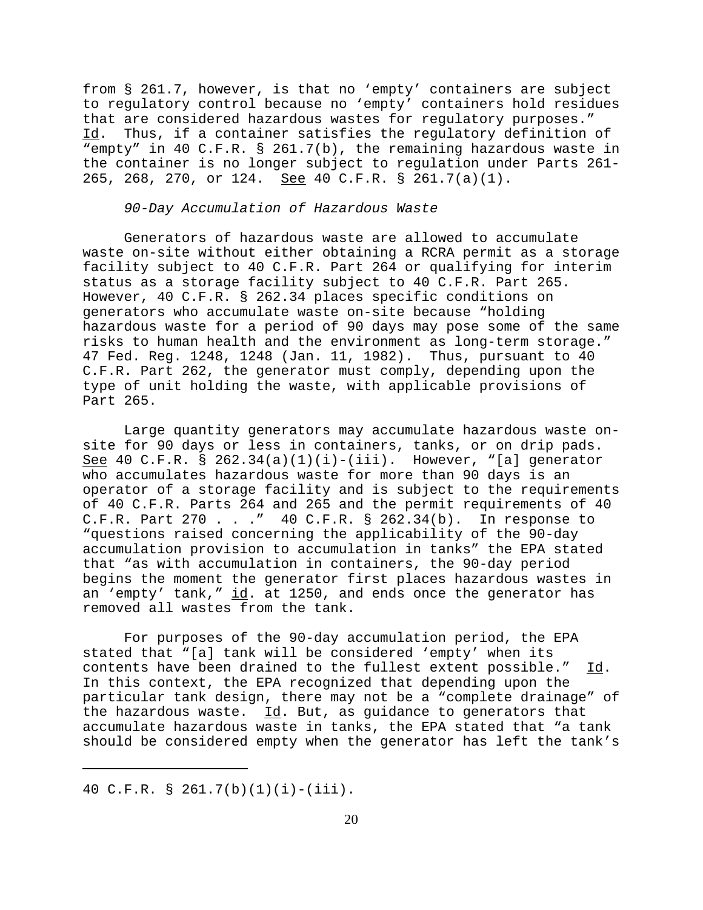from § 261.7, however, is that no 'empty' containers are subject to regulatory control because no 'empty' containers hold residues that are considered hazardous wastes for regulatory purposes." Id. Thus, if a container satisfies the regulatory definition of "empty" in 40 C.F.R. § 261.7(b), the remaining hazardous waste in the container is no longer subject to regulation under Parts 261-265, 268, 270, or 124. See 40 C.F.R. § 261.7(a)(1).

*90-Day Accumulation of Hazardous Waste*

Generators of hazardous waste are allowed to accumulate waste on-site without either obtaining a RCRA permit as a storage facility subject to 40 C.F.R. Part 264 or qualifying for interim status as a storage facility subject to 40 C.F.R. Part 265. However, 40 C.F.R. § 262.34 places specific conditions on generators who accumulate waste on-site because "holding hazardous waste for a period of 90 days may pose some of the same risks to human health and the environment as long-term storage." 47 Fed. Reg. 1248, 1248 (Jan. 11, 1982). Thus, pursuant to 40 C.F.R. Part 262, the generator must comply, depending upon the type of unit holding the waste, with applicable provisions of Part 265.

Large quantity generators may accumulate hazardous waste on-site for 90 days or less in containers, tanks, or on drip pads. See 40 C.F.R. § 262.34(a)(1)(i)-(iii). However, "[a] generator who accumulates hazardous waste for more than 90 days is an operator of a storage facility and is subject to the requirements of 40 C.F.R. Parts 264 and 265 and the permit requirements of 40 C.F.R. Part 270 . . ." 40 C.F.R. § 262.34(b). In response to "questions raised concerning the applicability of the 90-day accumulation provision to accumulation in tanks" the EPA stated that "as with accumulation in containers, the 90-day period begins the moment the generator first places hazardous wastes in an 'empty' tank," id. at 1250, and ends once the generator has removed all wastes from the tank.

For purposes of the 90-day accumulation period, the EPA stated that "[a] tank will be considered 'empty' when its contents have been drained to the fullest extent possible." Id. In this context, the EPA recognized that depending upon the particular tank design, there may not be a "complete drainage" of the hazardous waste. Id. But, as guidance to generators that accumulate hazardous waste in tanks, the EPA stated that "a tank should be considered empty when the generator has left the tank's

---

40 C.F.R. § 261.7(b)(1)(i)-(iii).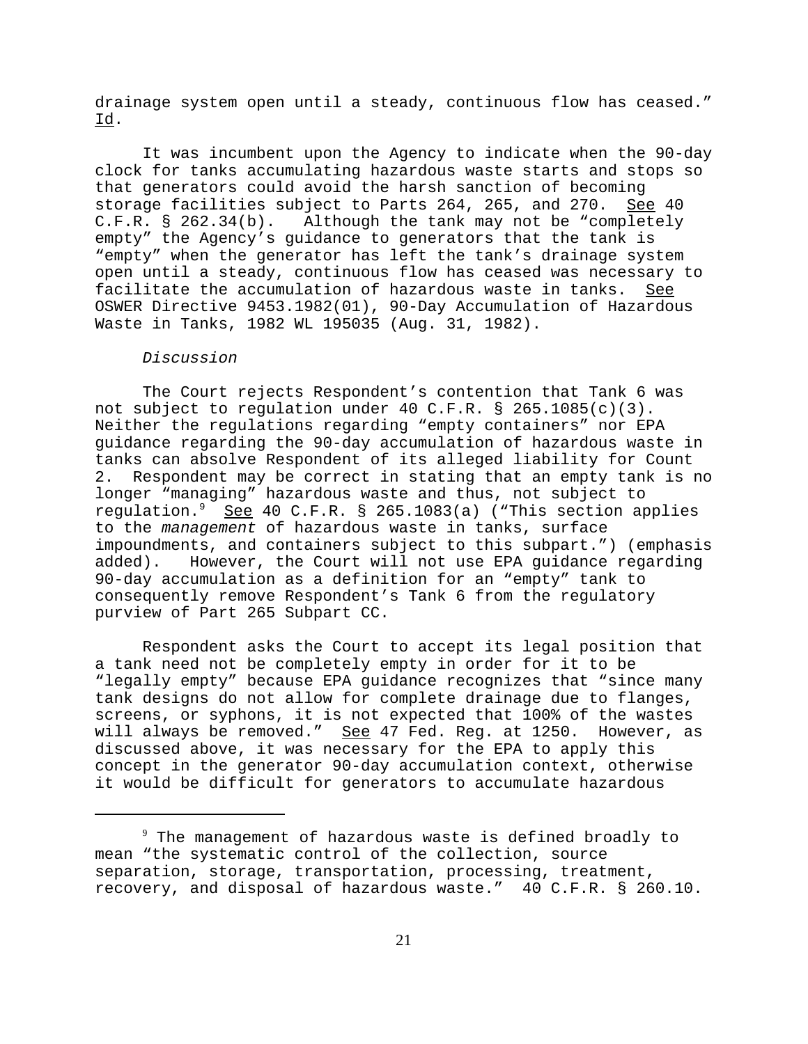drainage system open until a steady, continuous flow has ceased." Id.

It was incumbent upon the Agency to indicate when the 90-day clock for tanks accumulating hazardous waste starts and stops so that generators could avoid the harsh sanction of becoming storage facilities subject to Parts 264, 265, and 270. See 40 C.F.R. § 262.34(b). Although the tank may not be "completely empty" the Agency's guidance to generators that the tank is "empty" when the generator has left the tank's drainage system open until a steady, continuous flow has ceased was necessary to facilitate the accumulation of hazardous waste in tanks. See OSWER Directive 9453.1982(01), 90-Day Accumulation of Hazardous Waste in Tanks, 1982 WL 195035 (Aug. 31, 1982).

*Discussion*

The Court rejects Respondent's contention that Tank 6 was not subject to regulation under 40 C.F.R. § 265.1085(c)(3). Neither the regulations regarding "empty containers" nor EPA guidance regarding the 90-day accumulation of hazardous waste in tanks can absolve Respondent of its alleged liability for Count 2. Respondent may be correct in stating that an empty tank is no longer "managing" hazardous waste and thus, not subject to regulation.[9] See 40 C.F.R. § 265.1083(a) ("This section applies to the *management* of hazardous waste in tanks, surface impoundments, and containers subject to this subpart.") (emphasis added). However, the Court will not use EPA guidance regarding 90-day accumulation as a definition for an "empty" tank to consequently remove Respondent's Tank 6 from the regulatory purview of Part 265 Subpart CC.

Respondent asks the Court to accept its legal position that a tank need not be completely empty in order for it to be "legally empty" because EPA guidance recognizes that "since many tank designs do not allow for complete drainage due to flanges, screens, or syphons, it is not expected that 100% of the wastes will always be removed." See 47 Fed. Reg. at 1250. However, as discussed above, it was necessary for the EPA to apply this concept in the generator 90-day accumulation context, otherwise it would be difficult for generators to accumulate hazardous

---

[9] The management of hazardous waste is defined broadly to mean "the systematic control of the collection, source separation, storage, transportation, processing, treatment, recovery, and disposal of hazardous waste." 40 C.F.R. § 260.10.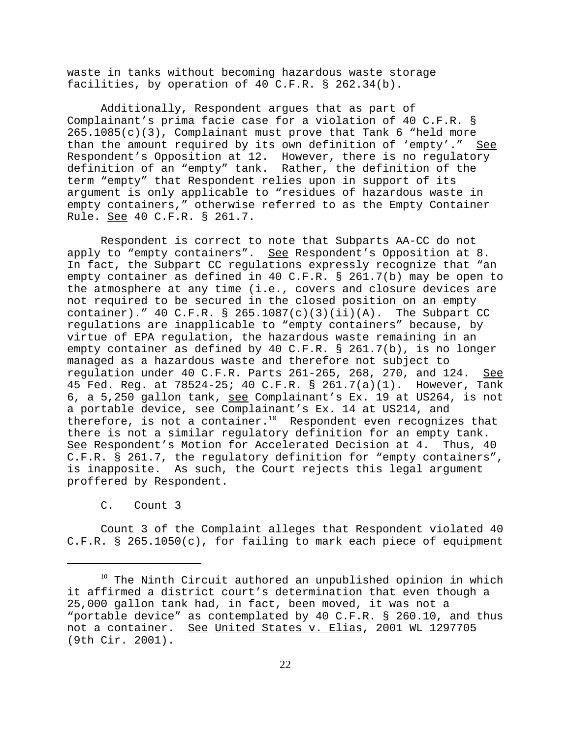waste in tanks without becoming hazardous waste storage facilities, by operation of 40 C.F.R. § 262.34(b).

Additionally, Respondent argues that as part of Complainant's prima facie case for a violation of 40 C.F.R. § 265.1085(c)(3), Complainant must prove that Tank 6 "held more than the amount required by its own definition of 'empty'." See Respondent's Opposition at 12. However, there is no regulatory definition of an "empty" tank. Rather, the definition of the term "empty" that Respondent relies upon in support of its argument is only applicable to "residues of hazardous waste in empty containers," otherwise referred to as the Empty Container Rule. See 40 C.F.R. § 261.7.

Respondent is correct to note that Subparts AA-CC do not apply to "empty containers". See Respondent's Opposition at 8. In fact, the Subpart CC regulations expressly recognize that "an empty container as defined in 40 C.F.R. § 261.7(b) may be open to the atmosphere at any time (i.e., covers and closure devices are not required to be secured in the closed position on an empty container)." 40 C.F.R. § 265.1087(c)(3)(ii)(A). The Subpart CC regulations are inapplicable to "empty containers" because, by virtue of EPA regulation, the hazardous waste remaining in an empty container as defined by 40 C.F.R. § 261.7(b), is no longer managed as a hazardous waste and therefore not subject to regulation under 40 C.F.R. Parts 261-265, 268, 270, and 124. See 45 Fed. Reg. at 78524-25; 40 C.F.R. § 261.7(a)(1). However, Tank 6, a 5,250 gallon tank, see Complainant's Ex. 19 at US264, is not a portable device, see Complainant's Ex. 14 at US214, and therefore, is not a container.[10] Respondent even recognizes that there is not a similar regulatory definition for an empty tank. See Respondent's Motion for Accelerated Decision at 4. Thus, 40 C.F.R. § 261.7, the regulatory definition for "empty containers", is inapposite. As such, the Court rejects this legal argument proffered by Respondent.

C. Count 3

Count 3 of the Complaint alleges that Respondent violated 40 C.F.R. § 265.1050(c), for failing to mark each piece of equipment

[10] The Ninth Circuit authored an unpublished opinion in which it affirmed a district court's determination that even though a 25,000 gallon tank had, in fact, been moved, it was not a "portable device" as contemplated by 40 C.F.R. § 260.10, and thus not a container. See United States v. Elias, 2001 WL 1297705 (9th Cir. 2001).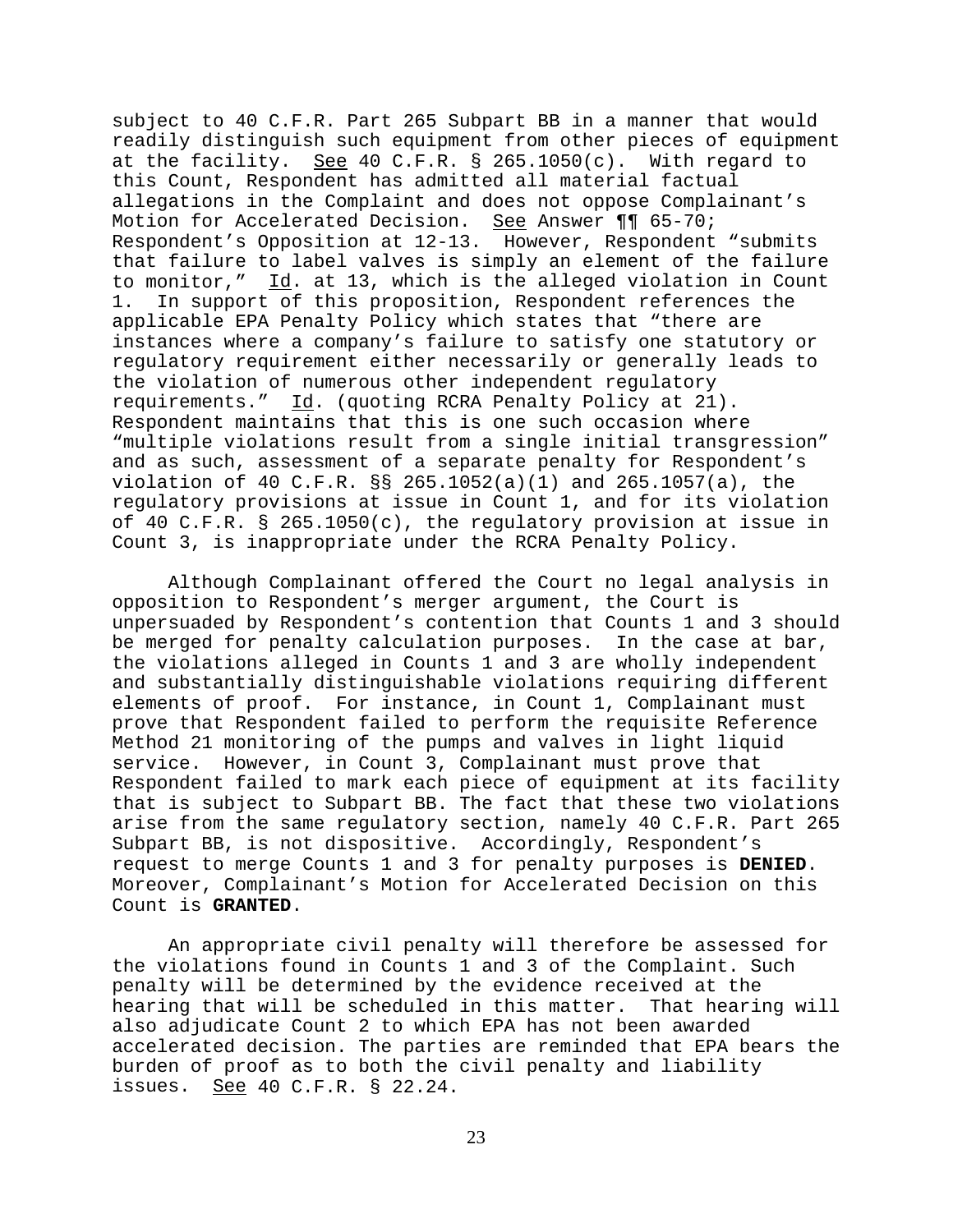subject to 40 C.F.R. Part 265 Subpart BB in a manner that would readily distinguish such equipment from other pieces of equipment at the facility. See 40 C.F.R. § 265.1050(c). With regard to this Count, Respondent has admitted all material factual allegations in the Complaint and does not oppose Complainant's Motion for Accelerated Decision. See Answer ¶¶ 65-70; Respondent's Opposition at 12-13. However, Respondent "submits that failure to label valves is simply an element of the failure to monitor," Id. at 13, which is the alleged violation in Count 1. In support of this proposition, Respondent references the applicable EPA Penalty Policy which states that "there are instances where a company's failure to satisfy one statutory or regulatory requirement either necessarily or generally leads to the violation of numerous other independent regulatory requirements." Id. (quoting RCRA Penalty Policy at 21). Respondent maintains that this is one such occasion where "multiple violations result from a single initial transgression" and as such, assessment of a separate penalty for Respondent's violation of 40 C.F.R. §§ 265.1052(a)(1) and 265.1057(a), the regulatory provisions at issue in Count 1, and for its violation of 40 C.F.R. § 265.1050(c), the regulatory provision at issue in Count 3, is inappropriate under the RCRA Penalty Policy.

Although Complainant offered the Court no legal analysis in opposition to Respondent's merger argument, the Court is unpersuaded by Respondent's contention that Counts 1 and 3 should be merged for penalty calculation purposes. In the case at bar, the violations alleged in Counts 1 and 3 are wholly independent and substantially distinguishable violations requiring different elements of proof. For instance, in Count 1, Complainant must prove that Respondent failed to perform the requisite Reference Method 21 monitoring of the pumps and valves in light liquid service. However, in Count 3, Complainant must prove that Respondent failed to mark each piece of equipment at its facility that is subject to Subpart BB. The fact that these two violations arise from the same regulatory section, namely 40 C.F.R. Part 265 Subpart BB, is not dispositive. Accordingly, Respondent's request to merge Counts 1 and 3 for penalty purposes is **DENIED**. Moreover, Complainant's Motion for Accelerated Decision on this Count is **GRANTED**.

An appropriate civil penalty will therefore be assessed for the violations found in Counts 1 and 3 of the Complaint. Such penalty will be determined by the evidence received at the hearing that will be scheduled in this matter. That hearing will also adjudicate Count 2 to which EPA has not been awarded accelerated decision. The parties are reminded that EPA bears the burden of proof as to both the civil penalty and liability issues. See 40 C.F.R. § 22.24.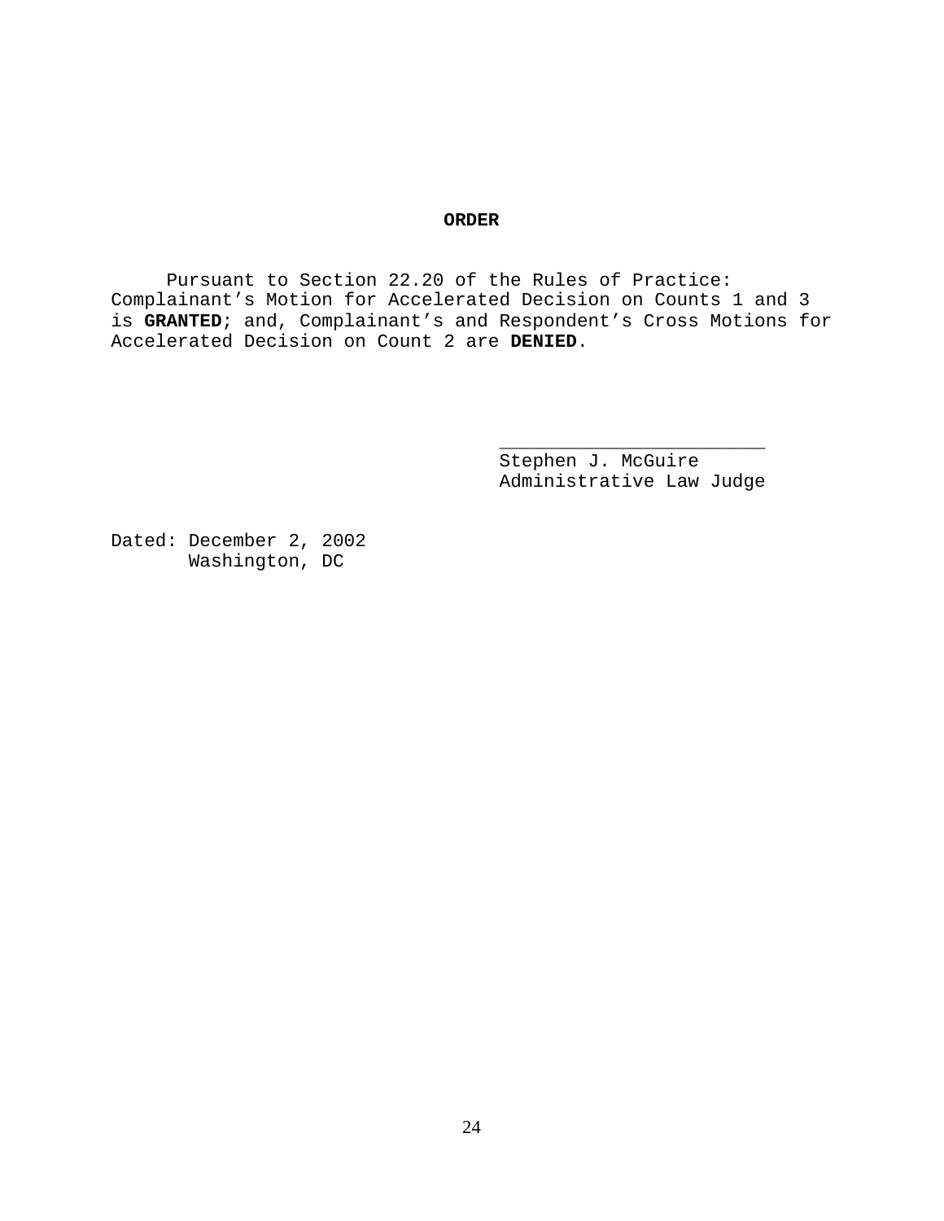**ORDER**

Pursuant to Section 22.20 of the Rules of Practice: Complainant's Motion for Accelerated Decision on Counts 1 and 3 is **GRANTED**; and, Complainant's and Respondent's Cross Motions for Accelerated Decision on Count 2 are **DENIED**.

\_\_\_\_\_\_\_\_\_\_\_\_\_\_\_\_\_\_\_\_\_\_\_\_

Stephen J. McGuire
Administrative Law Judge

Dated: December 2, 2002
Washington, DC